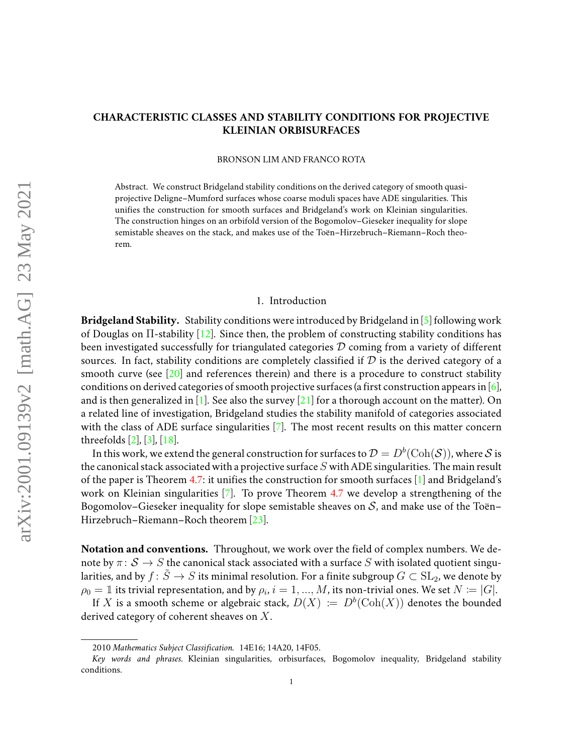# CHARACTERISTIC CLASSES AND STABILITY CONDITIONS FOR PROJECTIVE KLEINIAN ORBISURFACES

BRONSON LIM AND FRANCO ROTA

Abstract. We construct Bridgeland stability conditions on the derived category of smooth quasi-projective Deligne–Mumford surfaces whose coarse moduli spaces have ADE singularities. This unifies the construction for smooth surfaces and Bridgeland's work on Kleinian singularities. The construction hinges on an orbifold version of the Bogomolov–Gieseker inequality for slope semistable sheaves on the stack, and makes use of the Toën–Hirzebruch–Riemann–Roch theorem.

## 1. Introduction

**Bridgeland Stability.** Stability conditions were introduced by Bridgeland in [5] following work of Douglas on $\Pi$-stability [12]. Since then, the problem of constructing stability conditions has been investigated successfully for triangulated categories $\mathcal{D}$ coming from a variety of different sources. In fact, stability conditions are completely classified if $\mathcal{D}$ is the derived category of a smooth curve (see [20] and references therein) and there is a procedure to construct stability conditions on derived categories of smooth projective surfaces (a first construction appears in [6], and is then generalized in [1]. See also the survey [21] for a thorough account on the matter). On a related line of investigation, Bridgeland studies the stability manifold of categories associated with the class of ADE surface singularities [7]. The most recent results on this matter concern threefolds [2], [3], [18].

In this work, we extend the general construction for surfaces to $\mathcal{D} = D^b(\mathrm{Coh}(\mathcal{S}))$, where $\mathcal{S}$ is the canonical stack associated with a projective surface $S$ with ADE singularities. The main result of the paper is Theorem 4.7: it unifies the construction for smooth surfaces [1] and Bridgeland's work on Kleinian singularities [7]. To prove Theorem 4.7 we develop a strengthening of the Bogomolov–Gieseker inequality for slope semistable sheaves on $\mathcal{S}$, and make use of the Toën–Hirzebruch–Riemann–Roch theorem [23].

**Notation and conventions.** Throughout, we work over the field of complex numbers. We denote by $\pi\colon \mathcal{S} \to S$ the canonical stack associated with a surface $S$ with isolated quotient singularities, and by $f\colon \tilde{S} \to S$ its minimal resolution. For a finite subgroup $G \subset \mathrm{SL}_2$, we denote by $\rho_0 = \mathbb{1}$ its trivial representation, and by $\rho_i$, $i = 1, \ldots, M$, its non-trivial ones. We set $N \coloneqq |G|$.

If $X$ is a smooth scheme or algebraic stack, $D(X) \coloneqq D^b(\mathrm{Coh}(X))$ denotes the bounded derived category of coherent sheaves on $X$.

---

2010 *Mathematics Subject Classification.* 14E16; 14A20, 14F05.

*Key words and phrases.* Kleinian singularities, orbisurfaces, Bogomolov inequality, Bridgeland stability conditions.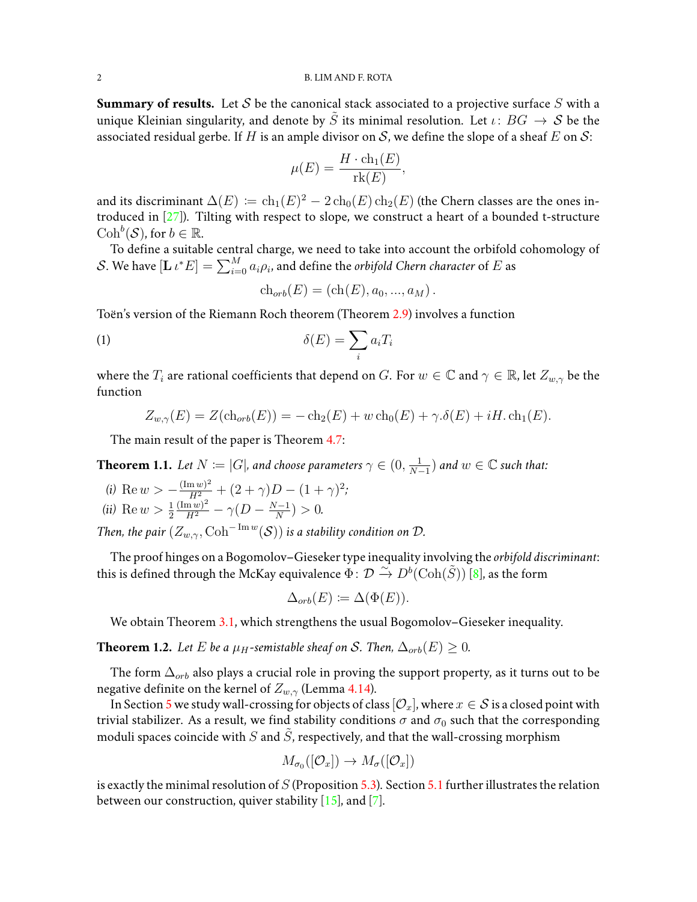**Summary of results.** Let $\mathcal{S}$ be the canonical stack associated to a projective surface $S$ with a unique Kleinian singularity, and denote by $\tilde{S}$ its minimal resolution. Let $\iota\colon BG \to \mathcal{S}$ be the associated residual gerbe. If $H$ is an ample divisor on $\mathcal{S}$, we define the slope of a sheaf $E$ on $\mathcal{S}$:

$$\mu(E) = \frac{H \cdot \mathrm{ch}_1(E)}{\mathrm{rk}(E)},$$

and its discriminant $\Delta(E) \coloneqq \mathrm{ch}_1(E)^2 - 2\,\mathrm{ch}_0(E)\,\mathrm{ch}_2(E)$ (the Chern classes are the ones introduced in [27]). Tilting with respect to slope, we construct a heart of a bounded t-structure $\mathrm{Coh}^b(\mathcal{S})$, for $b \in \mathbb{R}$.

To define a suitable central charge, we need to take into account the orbifold cohomology of $\mathcal{S}$. We have $[\mathbf{L}\,\iota^* E] = \sum_{i=0}^{M} a_i \rho_i$, and define the *orbifold Chern character* of $E$ as

$$\mathrm{ch}_{orb}(E) = (\mathrm{ch}(E), a_0, ..., a_M)\,.$$

Toën's version of the Riemann Roch theorem (Theorem 2.9) involves a function

$$\delta(E) = \sum_i a_i T_i \tag{1}$$

where the $T_i$ are rational coefficients that depend on $G$. For $w \in \mathbb{C}$ and $\gamma \in \mathbb{R}$, let $Z_{w,\gamma}$ be the function

$$Z_{w,\gamma}(E) = Z(\mathrm{ch}_{orb}(E)) = -\,\mathrm{ch}_2(E) + w\,\mathrm{ch}_0(E) + \gamma.\delta(E) + iH.\,\mathrm{ch}_1(E).$$

The main result of the paper is Theorem 4.7:

**Theorem 1.1.** *Let $N \coloneqq |G|$, and choose parameters $\gamma \in (0, \frac{1}{N-1})$ and $w \in \mathbb{C}$ such that:*

*(i)* $\mathrm{Re}\, w > -\frac{(\mathrm{Im}\, w)^2}{H^2} + (2+\gamma)D - (1+\gamma)^2$*;*

*(ii)* $\mathrm{Re}\, w > \frac{1}{2}\frac{(\mathrm{Im}\, w)^2}{H^2} - \gamma(D - \frac{N-1}{N}) > 0$*.*

*Then, the pair $(Z_{w,\gamma}, \mathrm{Coh}^{-\mathrm{Im}\, w}(\mathcal{S}))$ is a stability condition on $\mathcal{D}$.*

The proof hinges on a Bogomolov–Gieseker type inequality involving the *orbifold discriminant*: this is defined through the McKay equivalence $\Phi\colon \mathcal{D} \xrightarrow{\sim} D^b(\mathrm{Coh}(\tilde{S}))$ [8], as the form

$$\Delta_{orb}(E) \coloneqq \Delta(\Phi(E)).$$

We obtain Theorem 3.1, which strengthens the usual Bogomolov–Gieseker inequality.

**Theorem 1.2.** *Let $E$ be a $\mu_H$-semistable sheaf on $\mathcal{S}$. Then, $\Delta_{orb}(E) \geq 0$.*

The form $\Delta_{orb}$ also plays a crucial role in proving the support property, as it turns out to be negative definite on the kernel of $Z_{w,\gamma}$ (Lemma 4.14).

In Section 5 we study wall-crossing for objects of class $[\mathcal{O}_x]$, where $x \in \mathcal{S}$ is a closed point with trivial stabilizer. As a result, we find stability conditions $\sigma$ and $\sigma_0$ such that the corresponding moduli spaces coincide with $S$ and $\tilde{S}$, respectively, and that the wall-crossing morphism

$$M_{\sigma_0}([\mathcal{O}_x]) \to M_{\sigma}([\mathcal{O}_x])$$

is exactly the minimal resolution of $S$ (Proposition 5.3). Section 5.1 further illustrates the relation between our construction, quiver stability [15], and [7].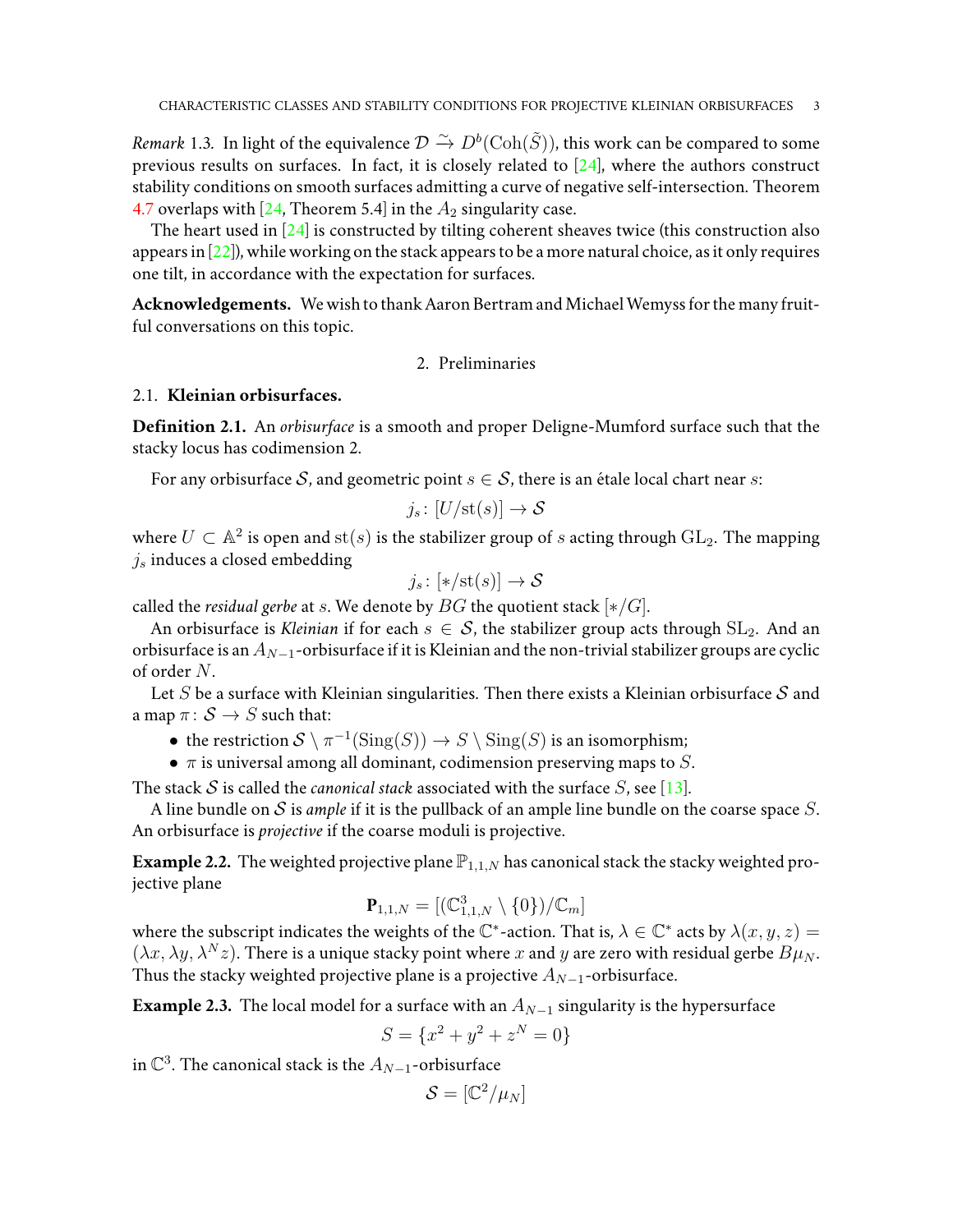*Remark* 1.3. In light of the equivalence $\mathcal{D} \xrightarrow{\sim} D^b(\mathrm{Coh}(\tilde{S}))$, this work can be compared to some previous results on surfaces. In fact, it is closely related to [24], where the authors construct stability conditions on smooth surfaces admitting a curve of negative self-intersection. Theorem 4.7 overlaps with [24, Theorem 5.4] in the $A_2$ singularity case.

The heart used in [24] is constructed by tilting coherent sheaves twice (this construction also appears in [22]), while working on the stack appears to be a more natural choice, as it only requires one tilt, in accordance with the expectation for surfaces.

**Acknowledgements.** We wish to thank Aaron Bertram and Michael Wemyss for the many fruitful conversations on this topic.

## 2. Preliminaries

### 2.1. Kleinian orbisurfaces.

**Definition 2.1.** An *orbisurface* is a smooth and proper Deligne-Mumford surface such that the stacky locus has codimension 2.

For any orbisurface $\mathcal{S}$, and geometric point $s \in \mathcal{S}$, there is an étale local chart near $s$:

$$j_s \colon [U/\mathrm{st}(s)] \to \mathcal{S}$$

where $U \subset \mathbb{A}^2$ is open and $\mathrm{st}(s)$ is the stabilizer group of $s$ acting through $\mathrm{GL}_2$. The mapping $j_s$ induces a closed embedding

$$j_s \colon [*/\mathrm{st}(s)] \to \mathcal{S}$$

called the *residual gerbe* at $s$. We denote by $BG$ the quotient stack $[*/G]$.

An orbisurface is *Kleinian* if for each $s \in \mathcal{S}$, the stabilizer group acts through $\mathrm{SL}_2$. And an orbisurface is an $A_{N-1}$-orbisurface if it is Kleinian and the non-trivial stabilizer groups are cyclic of order $N$.

Let $S$ be a surface with Kleinian singularities. Then there exists a Kleinian orbisurface $\mathcal{S}$ and a map $\pi \colon \mathcal{S} \to S$ such that:

- the restriction $\mathcal{S} \setminus \pi^{-1}(\mathrm{Sing}(S)) \to S \setminus \mathrm{Sing}(S)$ is an isomorphism;
- $\pi$ is universal among all dominant, codimension preserving maps to $S$.

The stack $\mathcal{S}$ is called the *canonical stack* associated with the surface $S$, see [13].

A line bundle on $\mathcal{S}$ is *ample* if it is the pullback of an ample line bundle on the coarse space $S$. An orbisurface is *projective* if the coarse moduli is projective.

**Example 2.2.** The weighted projective plane $\mathbb{P}_{1,1,N}$ has canonical stack the stacky weighted projective plane

$$\mathbf{P}_{1,1,N} = [(\mathbb{C}^3_{1,1,N} \setminus \{0\})/\mathbb{C}_m]$$

where the subscript indicates the weights of the $\mathbb{C}^*$-action. That is, $\lambda \in \mathbb{C}^*$ acts by $\lambda(x, y, z) = (\lambda x, \lambda y, \lambda^N z)$. There is a unique stacky point where $x$ and $y$ are zero with residual gerbe $B\mu_N$. Thus the stacky weighted projective plane is a projective $A_{N-1}$-orbisurface.

**Example 2.3.** The local model for a surface with an $A_{N-1}$ singularity is the hypersurface

$$S = \{x^2 + y^2 + z^N = 0\}$$

in $\mathbb{C}^3$. The canonical stack is the $A_{N-1}$-orbisurface

$$\mathcal{S} = [\mathbb{C}^2/\mu_N]$$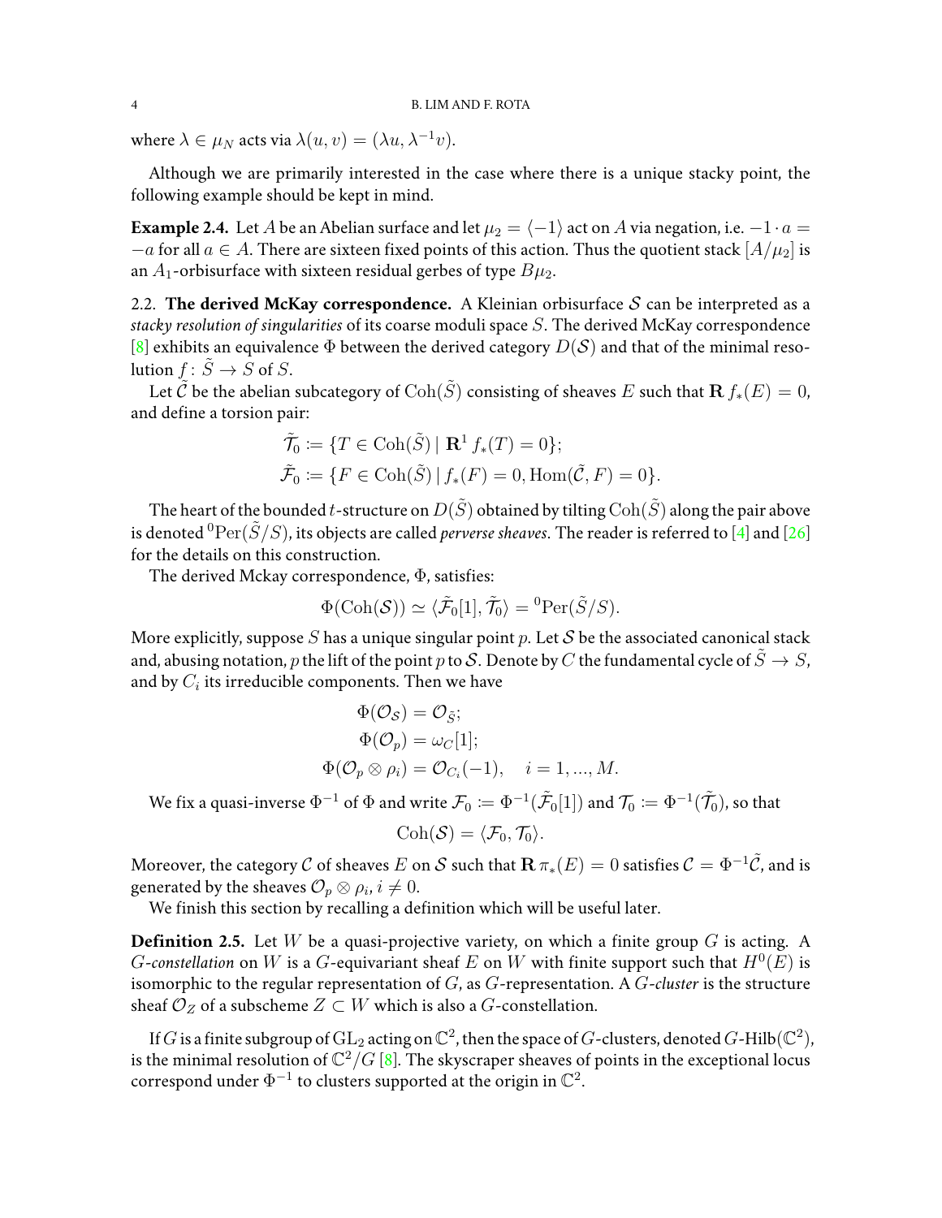where $\lambda \in \mu_N$ acts via $\lambda(u, v) = (\lambda u, \lambda^{-1} v)$.

Although we are primarily interested in the case where there is a unique stacky point, the following example should be kept in mind.

**Example 2.4.** Let $A$ be an Abelian surface and let $\mu_2 = \langle -1 \rangle$ act on $A$ via negation, i.e. $-1 \cdot a = -a$ for all $a \in A$. There are sixteen fixed points of this action. Thus the quotient stack $[A/\mu_2]$ is an $A_1$-orbisurface with sixteen residual gerbes of type $B\mu_2$.

2.2. **The derived McKay correspondence.** A Kleinian orbisurface $\mathcal{S}$ can be interpreted as a *stacky resolution of singularities* of its coarse moduli space $S$. The derived McKay correspondence [8] exhibits an equivalence $\Phi$ between the derived category $D(\mathcal{S})$ and that of the minimal resolution $f \colon \tilde{S} \to S$ of $S$.

Let $\tilde{\mathcal{C}}$ be the abelian subcategory of $\mathrm{Coh}(\tilde{S})$ consisting of sheaves $E$ such that $\mathbf{R}\, f_*(E) = 0$, and define a torsion pair:

$$\tilde{\mathcal{T}}_0 \coloneqq \{T \in \mathrm{Coh}(\tilde{S}) \mid \mathbf{R}^1 f_*(T) = 0\};$$
$$\tilde{\mathcal{F}}_0 \coloneqq \{F \in \mathrm{Coh}(\tilde{S}) \mid f_*(F) = 0, \mathrm{Hom}(\tilde{\mathcal{C}}, F) = 0\}.$$

The heart of the bounded $t$-structure on $D(\tilde{S})$ obtained by tilting $\mathrm{Coh}(\tilde{S})$ along the pair above is denoted ${}^0\mathrm{Per}(\tilde{S}/S)$, its objects are called *perverse sheaves*. The reader is referred to [4] and [26] for the details on this construction.

The derived Mckay correspondence, $\Phi$, satisfies:

$$\Phi(\mathrm{Coh}(\mathcal{S})) \simeq \langle \tilde{\mathcal{F}}_0[1], \tilde{\mathcal{T}}_0 \rangle = {}^0\mathrm{Per}(\tilde{S}/S).$$

More explicitly, suppose $S$ has a unique singular point $p$. Let $\mathcal{S}$ be the associated canonical stack and, abusing notation, $p$ the lift of the point $p$ to $\mathcal{S}$. Denote by $C$ the fundamental cycle of $\tilde{S} \to S$, and by $C_i$ its irreducible components. Then we have

$$\Phi(\mathcal{O}_{\mathcal{S}}) = \mathcal{O}_{\tilde{S}};$$
$$\Phi(\mathcal{O}_p) = \omega_C[1];$$
$$\Phi(\mathcal{O}_p \otimes \rho_i) = \mathcal{O}_{C_i}(-1), \quad i = 1, ..., M.$$

We fix a quasi-inverse $\Phi^{-1}$ of $\Phi$ and write $\mathcal{F}_0 \coloneqq \Phi^{-1}(\tilde{\mathcal{F}}_0[1])$ and $\mathcal{T}_0 \coloneqq \Phi^{-1}(\tilde{\mathcal{T}}_0)$, so that

$$\mathrm{Coh}(\mathcal{S}) = \langle \mathcal{F}_0, \mathcal{T}_0 \rangle.$$

Moreover, the category $\mathcal{C}$ of sheaves $E$ on $\mathcal{S}$ such that $\mathbf{R}\, \pi_*(E) = 0$ satisfies $\mathcal{C} = \Phi^{-1}\tilde{\mathcal{C}}$, and is generated by the sheaves $\mathcal{O}_p \otimes \rho_i$, $i \neq 0$.

We finish this section by recalling a definition which will be useful later.

**Definition 2.5.** Let $W$ be a quasi-projective variety, on which a finite group $G$ is acting. A *$G$-constellation* on $W$ is a $G$-equivariant sheaf $E$ on $W$ with finite support such that $H^0(E)$ is isomorphic to the regular representation of $G$, as $G$-representation. A *$G$-cluster* is the structure sheaf $\mathcal{O}_Z$ of a subscheme $Z \subset W$ which is also a $G$-constellation.

If $G$ is a finite subgroup of $\mathrm{GL}_2$ acting on $\mathbb{C}^2$, then the space of $G$-clusters, denoted $G$-$\mathrm{Hilb}(\mathbb{C}^2)$, is the minimal resolution of $\mathbb{C}^2/G$ [8]. The skyscraper sheaves of points in the exceptional locus correspond under $\Phi^{-1}$ to clusters supported at the origin in $\mathbb{C}^2$.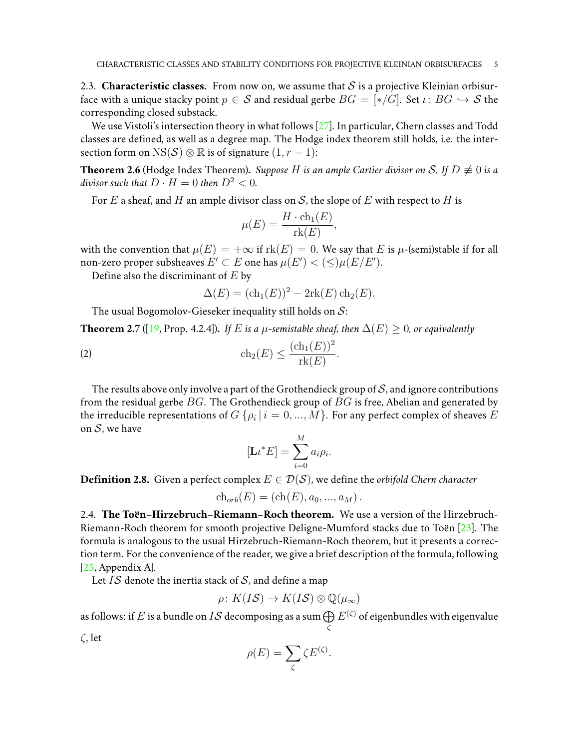### 2.3. **Characteristic classes.**

From now on, we assume that $\mathcal{S}$ is a projective Kleinian orbisurface with a unique stacky point $p \in \mathcal{S}$ and residual gerbe $BG = [*/G]$. Set $\iota\colon BG \hookrightarrow \mathcal{S}$ the corresponding closed substack.

We use Vistoli's intersection theory in what follows [27]. In particular, Chern classes and Todd classes are defined, as well as a degree map. The Hodge index theorem still holds, i.e. the intersection form on $\mathrm{NS}(\mathcal{S}) \otimes \mathbb{R}$ is of signature $(1, r-1)$:

**Theorem 2.6** (Hodge Index Theorem)**.** *Suppose $H$ is an ample Cartier divisor on $\mathcal{S}$. If $D \not\equiv 0$ is a divisor such that $D \cdot H = 0$ then $D^2 < 0$.*

For $E$ a sheaf, and $H$ an ample divisor class on $\mathcal{S}$, the slope of $E$ with respect to $H$ is

$$\mu(E) = \frac{H \cdot \mathrm{ch}_1(E)}{\mathrm{rk}(E)},$$

with the convention that $\mu(E) = +\infty$ if $\mathrm{rk}(E) = 0$. We say that $E$ is $\mu$-(semi)stable if for all non-zero proper subsheaves $E' \subset E$ one has $\mu(E') < (\leq) \mu(E/E')$.

Define also the discriminant of $E$ by

$$\Delta(E) = (\mathrm{ch}_1(E))^2 - 2\mathrm{rk}(E)\,\mathrm{ch}_2(E).$$

The usual Bogomolov-Gieseker inequality still holds on $\mathcal{S}$:

**Theorem 2.7** ([19, Prop. 4.2.4])**.** *If $E$ is a $\mu$-semistable sheaf, then $\Delta(E) \geq 0$, or equivalently*

$$\mathrm{ch}_2(E) \leq \frac{(\mathrm{ch}_1(E))^2}{\mathrm{rk}(E)}. \tag{2}$$

The results above only involve a part of the Grothendieck group of $\mathcal{S}$, and ignore contributions from the residual gerbe $BG$. The Grothendieck group of $BG$ is free, Abelian and generated by the irreducible representations of $G$ $\{\rho_i \,|\, i = 0, ..., M\}$. For any perfect complex of sheaves $E$ on $\mathcal{S}$, we have

$$[\mathbf{L}\iota^* E] = \sum_{i=0}^{M} a_i \rho_i.$$

**Definition 2.8.** Given a perfect complex $E \in \mathcal{D}(\mathcal{S})$, we define the *orbifold Chern character*

$$\mathrm{ch}_{orb}(E) = (\mathrm{ch}(E), a_0, ..., a_M).$$

### 2.4. **The Toën–Hirzebruch–Riemann–Roch theorem.**

We use a version of the Hirzebruch-Riemann-Roch theorem for smooth projective Deligne-Mumford stacks due to Toën [23]. The formula is analogous to the usual Hirzebruch-Riemann-Roch theorem, but it presents a correction term. For the convenience of the reader, we give a brief description of the formula, following [25, Appendix A].

Let $I\mathcal{S}$ denote the inertia stack of $\mathcal{S}$, and define a map

$$\rho\colon K(I\mathcal{S}) \to K(I\mathcal{S}) \otimes \mathbb{Q}(\mu_\infty)$$

as follows: if $E$ is a bundle on $I\mathcal{S}$ decomposing as a sum $\bigoplus_\zeta E^{(\zeta)}$ of eigenbundles with eigenvalue $\zeta$, let

$$\rho(E) = \sum_\zeta \zeta E^{(\zeta)}.$$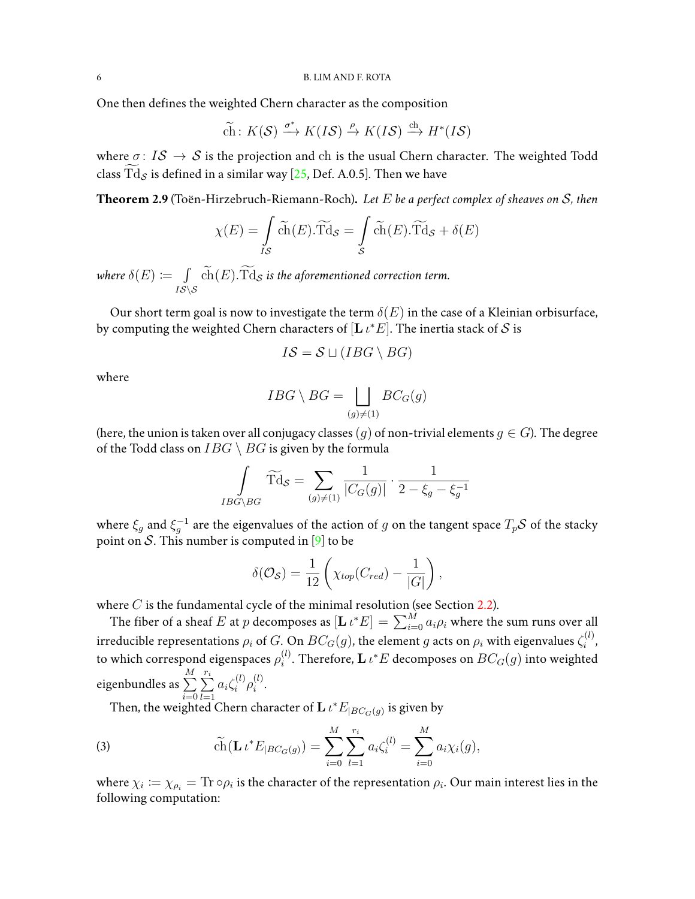One then defines the weighted Chern character as the composition

$$\widetilde{\mathrm{ch}} \colon K(\mathcal{S}) \xrightarrow{\sigma^*} K(I\mathcal{S}) \xrightarrow{\rho} K(I\mathcal{S}) \xrightarrow{\mathrm{ch}} H^*(I\mathcal{S})$$

where $\sigma \colon I\mathcal{S} \to \mathcal{S}$ is the projection and $\mathrm{ch}$ is the usual Chern character. The weighted Todd class $\widetilde{\mathrm{Td}}_{\mathcal{S}}$ is defined in a similar way [25, Def. A.0.5]. Then we have

**Theorem 2.9** (Toën-Hirzebruch-Riemann-Roch)**.** *Let $E$ be a perfect complex of sheaves on $\mathcal{S}$, then*

$$\chi(E) = \int_{I\mathcal{S}} \widetilde{\mathrm{ch}}(E).\widetilde{\mathrm{Td}}_{\mathcal{S}} = \int_{\mathcal{S}} \widetilde{\mathrm{ch}}(E).\widetilde{\mathrm{Td}}_{\mathcal{S}} + \delta(E)$$

*where $\delta(E) := \int_{I\mathcal{S} \setminus \mathcal{S}} \widetilde{\mathrm{ch}}(E).\widetilde{\mathrm{Td}}_{\mathcal{S}}$ is the aforementioned correction term.*

Our short term goal is now to investigate the term $\delta(E)$ in the case of a Kleinian orbisurface, by computing the weighted Chern characters of $[\mathbf{L}\, \iota^* E]$. The inertia stack of $\mathcal{S}$ is

$$I\mathcal{S} = \mathcal{S} \sqcup (IBG \setminus BG)$$

where

$$IBG \setminus BG = \bigsqcup_{(g) \neq (1)} BC_G(g)$$

(here, the union is taken over all conjugacy classes $(g)$ of non-trivial elements $g \in G$). The degree of the Todd class on $IBG \setminus BG$ is given by the formula

$$\int_{IBG \setminus BG} \widetilde{\mathrm{Td}}_{\mathcal{S}} = \sum_{(g) \neq (1)} \frac{1}{|C_G(g)|} \cdot \frac{1}{2 - \xi_g - \xi_g^{-1}}$$

where $\xi_g$ and $\xi_g^{-1}$ are the eigenvalues of the action of $g$ on the tangent space $T_p\mathcal{S}$ of the stacky point on $\mathcal{S}$. This number is computed in [9] to be

$$\delta(\mathcal{O}_{\mathcal{S}}) = \frac{1}{12}\left(\chi_{top}(C_{red}) - \frac{1}{|G|}\right),$$

where $C$ is the fundamental cycle of the minimal resolution (see Section 2.2).

The fiber of a sheaf $E$ at $p$ decomposes as $[\mathbf{L}\, \iota^* E] = \sum_{i=0}^{M} a_i \rho_i$ where the sum runs over all irreducible representations $\rho_i$ of $G$. On $BC_G(g)$, the element $g$ acts on $\rho_i$ with eigenvalues $\zeta_i^{(l)}$, to which correspond eigenspaces $\rho_i^{(l)}$. Therefore, $\mathbf{L}\, \iota^* E$ decomposes on $BC_G(g)$ into weighted eigenbundles as $\sum_{i=0}^{M} \sum_{l=1}^{r_i} a_i \zeta_i^{(l)} \rho_i^{(l)}$.

Then, the weighted Chern character of $\mathbf{L}\, \iota^* E_{|BC_G(g)}$ is given by

$$\widetilde{\mathrm{ch}}(\mathbf{L}\, \iota^* E_{|BC_G(g)}) = \sum_{i=0}^{M} \sum_{l=1}^{r_i} a_i \zeta_i^{(l)} = \sum_{i=0}^{M} a_i \chi_i(g), \tag{3}$$

where $\chi_i := \chi_{\rho_i} = \mathrm{Tr} \circ \rho_i$ is the character of the representation $\rho_i$. Our main interest lies in the following computation: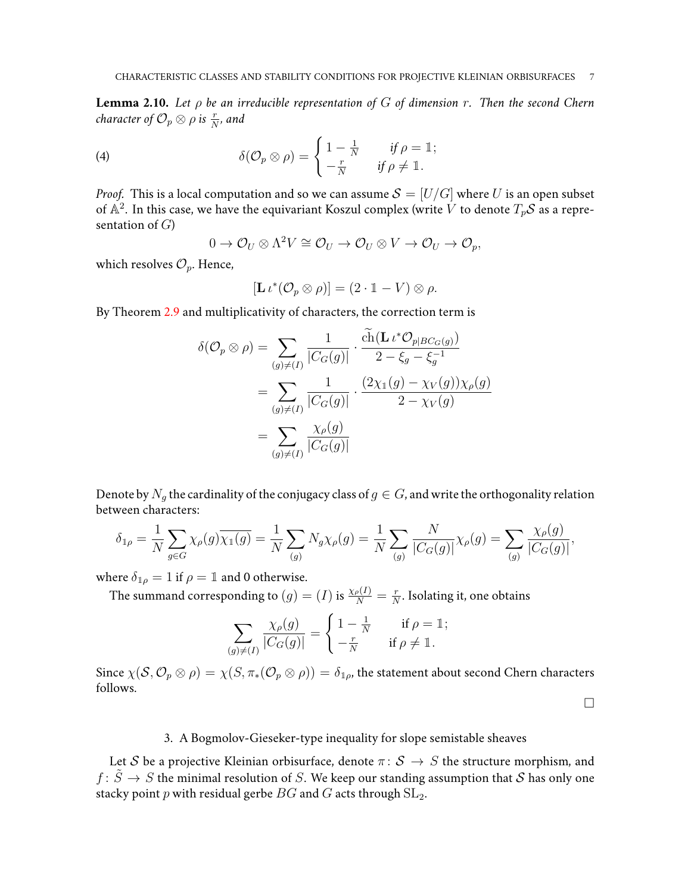**Lemma 2.10.** *Let $\rho$ be an irreducible representation of $G$ of dimension $r$. Then the second Chern character of $\mathcal{O}_p \otimes \rho$ is $\frac{r}{N}$, and*

$$\delta(\mathcal{O}_p \otimes \rho) = \begin{cases} 1 - \frac{1}{N} & \text{if } \rho = \mathbb{1}; \\ -\frac{r}{N} & \text{if } \rho \neq \mathbb{1}. \end{cases} \tag{4}$$

*Proof.* This is a local computation and so we can assume $\mathcal{S} = [U/G]$ where $U$ is an open subset of $\mathbb{A}^2$. In this case, we have the equivariant Koszul complex (write $V$ to denote $T_p\mathcal{S}$ as a representation of $G$)

$$0 \to \mathcal{O}_U \otimes \Lambda^2 V \cong \mathcal{O}_U \to \mathcal{O}_U \otimes V \to \mathcal{O}_U \to \mathcal{O}_p,$$

which resolves $\mathcal{O}_p$. Hence,

$$[\mathbf{L}\,\iota^*(\mathcal{O}_p \otimes \rho)] = (2 \cdot \mathbb{1} - V) \otimes \rho.$$

By Theorem 2.9 and multiplicativity of characters, the correction term is

$$\begin{aligned}
\delta(\mathcal{O}_p \otimes \rho) &= \sum_{(g) \neq (I)} \frac{1}{|C_G(g)|} \cdot \frac{\widetilde{\mathrm{ch}}(\mathbf{L}\,\iota^* \mathcal{O}_{p|BC_G(g)})}{2 - \xi_g - \xi_g^{-1}} \\
&= \sum_{(g) \neq (I)} \frac{1}{|C_G(g)|} \cdot \frac{(2\chi_{\mathbb{1}}(g) - \chi_V(g))\chi_\rho(g)}{2 - \chi_V(g)} \\
&= \sum_{(g) \neq (I)} \frac{\chi_\rho(g)}{|C_G(g)|}
\end{aligned}$$

Denote by $N_g$ the cardinality of the conjugacy class of $g \in G$, and write the orthogonality relation between characters:

$$\delta_{\mathbb{1}\rho} = \frac{1}{N} \sum_{g \in G} \chi_\rho(g)\overline{\chi_{\mathbb{1}}(g)} = \frac{1}{N} \sum_{(g)} N_g \chi_\rho(g) = \frac{1}{N} \sum_{(g)} \frac{N}{|C_G(g)|} \chi_\rho(g) = \sum_{(g)} \frac{\chi_\rho(g)}{|C_G(g)|},$$

where $\delta_{\mathbb{1}\rho} = 1$ if $\rho = \mathbb{1}$ and 0 otherwise.

The summand corresponding to $(g) = (I)$ is $\frac{\chi_\rho(I)}{N} = \frac{r}{N}$. Isolating it, one obtains

$$\sum_{(g) \neq (I)} \frac{\chi_\rho(g)}{|C_G(g)|} = \begin{cases} 1 - \frac{1}{N} & \text{if } \rho = \mathbb{1}; \\ -\frac{r}{N} & \text{if } \rho \neq \mathbb{1}. \end{cases}$$

Since $\chi(\mathcal{S}, \mathcal{O}_p \otimes \rho) = \chi(S, \pi_*(\mathcal{O}_p \otimes \rho)) = \delta_{\mathbb{1}\rho}$, the statement about second Chern characters follows. □

## 3. A Bogmolov-Gieseker-type inequality for slope semistable sheaves

Let $\mathcal{S}$ be a projective Kleinian orbisurface, denote $\pi \colon \mathcal{S} \to S$ the structure morphism, and $f \colon \widetilde{S} \to S$ the minimal resolution of $S$. We keep our standing assumption that $\mathcal{S}$ has only one stacky point $p$ with residual gerbe $BG$ and $G$ acts through $\mathrm{SL}_2$.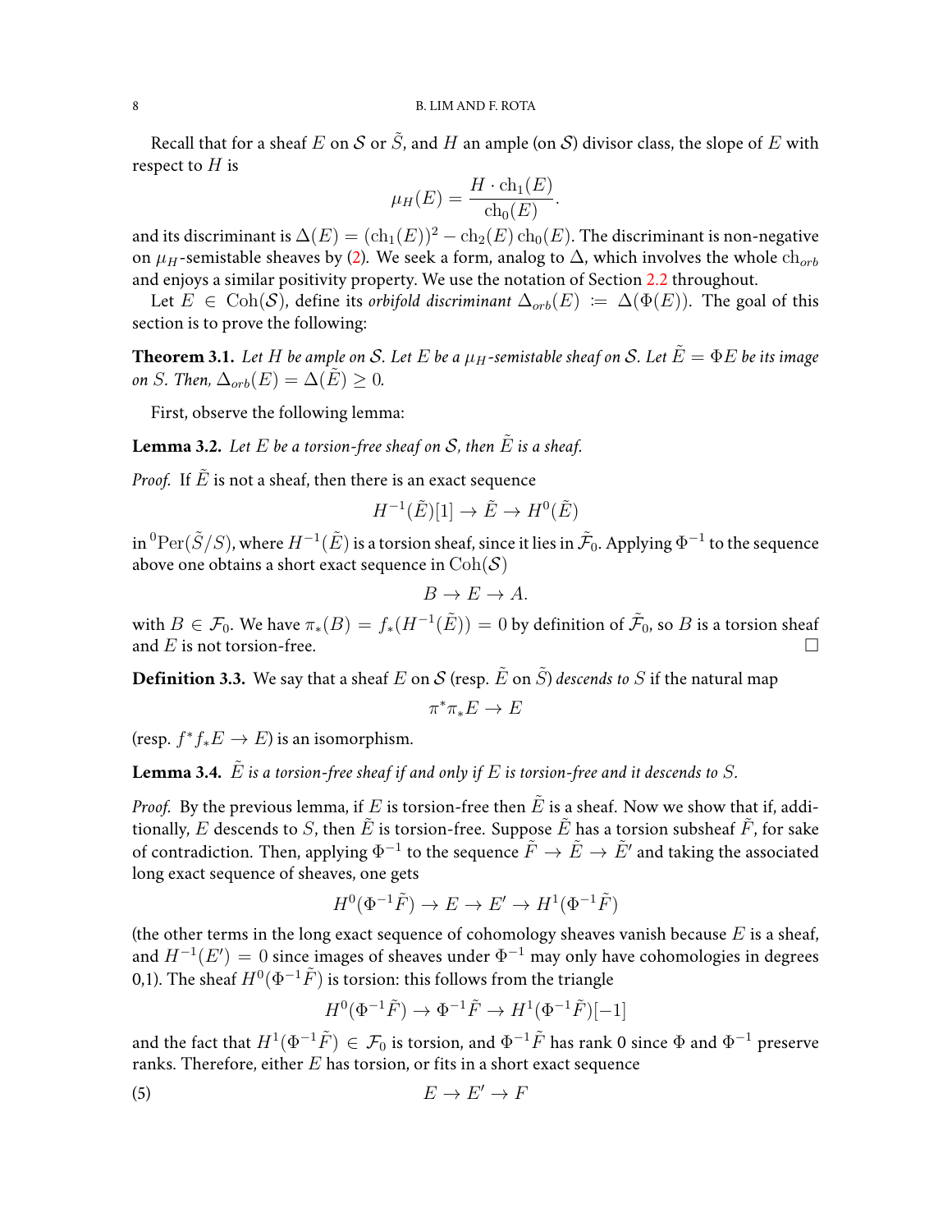Recall that for a sheaf $E$ on $\mathcal{S}$ or $\tilde{S}$, and $H$ an ample (on $\mathcal{S}$) divisor class, the slope of $E$ with respect to $H$ is

$$\mu_H(E) = \frac{H \cdot \mathrm{ch}_1(E)}{\mathrm{ch}_0(E)}.$$

and its discriminant is $\Delta(E) = (\mathrm{ch}_1(E))^2 - \mathrm{ch}_2(E)\,\mathrm{ch}_0(E)$. The discriminant is non-negative on $\mu_H$-semistable sheaves by (2). We seek a form, analog to $\Delta$, which involves the whole $\mathrm{ch}_{orb}$ and enjoys a similar positivity property. We use the notation of Section 2.2 throughout.

Let $E \in \mathrm{Coh}(\mathcal{S})$, define its *orbifold discriminant* $\Delta_{orb}(E) := \Delta(\Phi(E))$. The goal of this section is to prove the following:

**Theorem 3.1.** *Let $H$ be ample on $\mathcal{S}$. Let $E$ be a $\mu_H$-semistable sheaf on $\mathcal{S}$. Let $\tilde{E} = \Phi E$ be its image on $S$. Then, $\Delta_{orb}(E) = \Delta(\tilde{E}) \geq 0$.*

First, observe the following lemma:

**Lemma 3.2.** *Let $E$ be a torsion-free sheaf on $\mathcal{S}$, then $\tilde{E}$ is a sheaf.*

*Proof.* If $\tilde{E}$ is not a sheaf, then there is an exact sequence

$$H^{-1}(\tilde{E})[1] \to \tilde{E} \to H^0(\tilde{E})$$

in ${}^0\mathrm{Per}(\tilde{S}/S)$, where $H^{-1}(\tilde{E})$ is a torsion sheaf, since it lies in $\tilde{\mathcal{F}}_0$. Applying $\Phi^{-1}$ to the sequence above one obtains a short exact sequence in $\mathrm{Coh}(\mathcal{S})$

$$B \to E \to A.$$

with $B \in \mathcal{F}_0$. We have $\pi_*(B) = f_*(H^{-1}(\tilde{E})) = 0$ by definition of $\tilde{\mathcal{F}}_0$, so $B$ is a torsion sheaf and $E$ is not torsion-free. $\square$

**Definition 3.3.** We say that a sheaf $E$ on $\mathcal{S}$ (resp. $\tilde{E}$ on $\tilde{S}$) *descends to* $S$ if the natural map

$$\pi^*\pi_*E \to E$$

(resp. $f^*f_*E \to E$) is an isomorphism.

**Lemma 3.4.** *$\tilde{E}$ is a torsion-free sheaf if and only if $E$ is torsion-free and it descends to $S$.*

*Proof.* By the previous lemma, if $E$ is torsion-free then $\tilde{E}$ is a sheaf. Now we show that if, additionally, $E$ descends to $S$, then $\tilde{E}$ is torsion-free. Suppose $\tilde{E}$ has a torsion subsheaf $\tilde{F}$, for sake of contradiction. Then, applying $\Phi^{-1}$ to the sequence $\tilde{F} \to \tilde{E} \to \tilde{E}'$ and taking the associated long exact sequence of sheaves, one gets

$$H^0(\Phi^{-1}\tilde{F}) \to E \to E' \to H^1(\Phi^{-1}\tilde{F})$$

(the other terms in the long exact sequence of cohomology sheaves vanish because $E$ is a sheaf, and $H^{-1}(E') = 0$ since images of sheaves under $\Phi^{-1}$ may only have cohomologies in degrees 0,1). The sheaf $H^0(\Phi^{-1}\tilde{F})$ is torsion: this follows from the triangle

$$H^0(\Phi^{-1}\tilde{F}) \to \Phi^{-1}\tilde{F} \to H^1(\Phi^{-1}\tilde{F})[-1]$$

and the fact that $H^1(\Phi^{-1}\tilde{F}) \in \mathcal{F}_0$ is torsion, and $\Phi^{-1}\tilde{F}$ has rank 0 since $\Phi$ and $\Phi^{-1}$ preserve ranks. Therefore, either $E$ has torsion, or fits in a short exact sequence

$$E \to E' \to F \tag{5}$$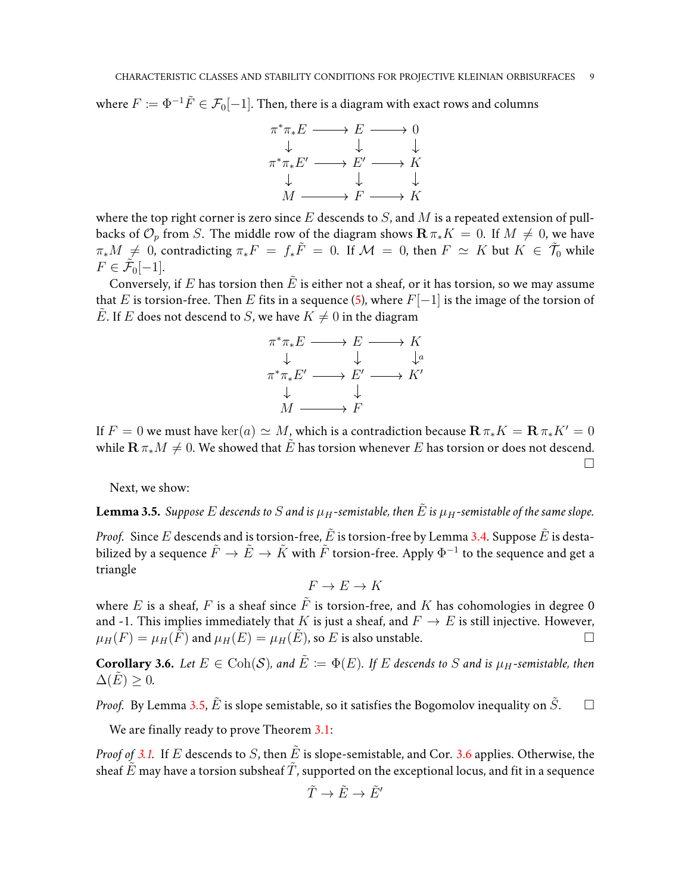where $F := \Phi^{-1}\tilde{F} \in \mathcal{F}_0[-1]$. Then, there is a diagram with exact rows and columns

$$
\begin{array}{ccccc}
\pi^*\pi_*E & \longrightarrow & E & \longrightarrow & 0 \\
\downarrow & & \downarrow & & \downarrow \\
\pi^*\pi_*E' & \longrightarrow & E' & \longrightarrow & K \\
\downarrow & & \downarrow & & \downarrow \\
M & \longrightarrow & F & \longrightarrow & K
\end{array}
$$

where the top right corner is zero since $E$ descends to $S$, and $M$ is a repeated extension of pullbacks of $\mathcal{O}_p$ from $S$. The middle row of the diagram shows $\mathbf{R}\,\pi_*K = 0$. If $M \neq 0$, we have $\pi_*M \neq 0$, contradicting $\pi_*F = f_*\tilde{F} = 0$. If $\mathcal{M} = 0$, then $F \simeq K$ but $K \in \tilde{\mathcal{T}}_0$ while $F \in \tilde{\mathcal{F}}_0[-1]$.

Conversely, if $E$ has torsion then $\tilde{E}$ is either not a sheaf, or it has torsion, so we may assume that $E$ is torsion-free. Then $E$ fits in a sequence (5), where $F[-1]$ is the image of the torsion of $\tilde{E}$. If $E$ does not descend to $S$, we have $K \neq 0$ in the diagram

$$
\begin{array}{ccccc}
\pi^*\pi_*E & \longrightarrow & E & \longrightarrow & K \\
\downarrow & & \downarrow & & \downarrow{\scriptstyle a} \\
\pi^*\pi_*E' & \longrightarrow & E' & \longrightarrow & K' \\
\downarrow & & \downarrow & & \\
M & \longrightarrow & F & &
\end{array}
$$

If $F = 0$ we must have $\ker(a) \simeq M$, which is a contradiction because $\mathbf{R}\,\pi_*K = \mathbf{R}\,\pi_*K' = 0$ while $\mathbf{R}\,\pi_*M \neq 0$. We showed that $\tilde{E}$ has torsion whenever $E$ has torsion or does not descend. $\square$

Next, we show:

**Lemma 3.5.** *Suppose $E$ descends to $S$ and is $\mu_H$-semistable, then $\tilde{E}$ is $\mu_H$-semistable of the same slope.*

*Proof.* Since $E$ descends and is torsion-free, $\tilde{E}$ is torsion-free by Lemma 3.4. Suppose $\tilde{E}$ is destabilized by a sequence $\tilde{F} \to \tilde{E} \to \tilde{K}$ with $\tilde{F}$ torsion-free. Apply $\Phi^{-1}$ to the sequence and get a triangle

$$F \to E \to K$$

where $E$ is a sheaf, $F$ is a sheaf since $\tilde{F}$ is torsion-free, and $K$ has cohomologies in degree 0 and -1. This implies immediately that $K$ is just a sheaf, and $F \to E$ is still injective. However, $\mu_H(F) = \mu_H(\tilde{F})$ and $\mu_H(E) = \mu_H(\tilde{E})$, so $E$ is also unstable. $\square$

**Corollary 3.6.** *Let $E \in \mathrm{Coh}(\mathcal{S})$, and $\tilde{E} := \Phi(E)$. If $E$ descends to $S$ and is $\mu_H$-semistable, then $\Delta(\tilde{E}) \geq 0$.*

*Proof.* By Lemma 3.5, $\tilde{E}$ is slope semistable, so it satisfies the Bogomolov inequality on $\tilde{S}$. $\square$

We are finally ready to prove Theorem 3.1:

*Proof of 3.1.* If $E$ descends to $S$, then $\tilde{E}$ is slope-semistable, and Cor. 3.6 applies. Otherwise, the sheaf $\tilde{E}$ may have a torsion subsheaf $\tilde{T}$, supported on the exceptional locus, and fit in a sequence

$$\tilde{T} \to \tilde{E} \to \tilde{E}'$$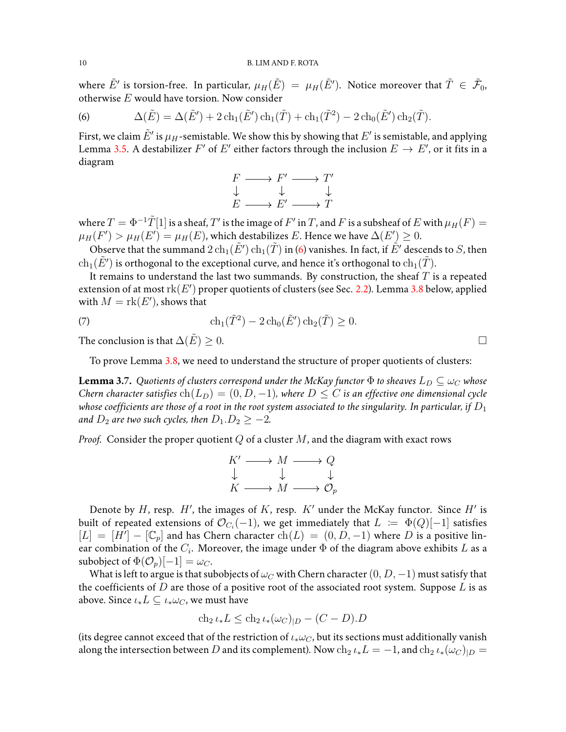where $\tilde{E}'$ is torsion-free. In particular, $\mu_H(\tilde{E}) = \mu_H(\tilde{E}')$. Notice moreover that $\tilde{T} \in \tilde{\mathcal{F}}_0$, otherwise $E$ would have torsion. Now consider

$$\Delta(\tilde{E}) = \Delta(\tilde{E}') + 2\operatorname{ch}_1(\tilde{E}')\operatorname{ch}_1(\tilde{T}) + \operatorname{ch}_1(\tilde{T}^2) - 2\operatorname{ch}_0(\tilde{E}')\operatorname{ch}_2(\tilde{T}). \tag{6}$$

First, we claim $\tilde{E}'$ is $\mu_H$-semistable. We show this by showing that $E'$ is semistable, and applying Lemma 3.5. A destabilizer $F'$ of $E'$ either factors through the inclusion $E \to E'$, or it fits in a diagram

$$\begin{array}{ccccc} F & \longrightarrow & F' & \longrightarrow & T' \\ \downarrow & & \downarrow & & \downarrow \\ E & \longrightarrow & E' & \longrightarrow & T \end{array}$$

where $T = \Phi^{-1}\tilde{T}[1]$ is a sheaf, $T'$ is the image of $F'$ in $T$, and $F$ is a subsheaf of $E$ with $\mu_H(F) = \mu_H(F') > \mu_H(E') = \mu_H(E)$, which destabilizes $E$. Hence we have $\Delta(E') \geq 0$.

Observe that the summand $2\operatorname{ch}_1(\tilde{E}')\operatorname{ch}_1(\tilde{T})$ in (6) vanishes. In fact, if $\tilde{E}'$ descends to $S$, then $\operatorname{ch}_1(\tilde{E}')$ is orthogonal to the exceptional curve, and hence it's orthogonal to $\operatorname{ch}_1(\tilde{T})$.

It remains to understand the last two summands. By construction, the sheaf $T$ is a repeated extension of at most $\operatorname{rk}(E')$ proper quotients of clusters (see Sec. 2.2). Lemma 3.8 below, applied with $M = \operatorname{rk}(E')$, shows that

$$\operatorname{ch}_1(\tilde{T}^2) - 2\operatorname{ch}_0(\tilde{E}')\operatorname{ch}_2(\tilde{T}) \geq 0. \tag{7}$$

The conclusion is that $\Delta(\tilde{E}) \geq 0$. □

To prove Lemma 3.8, we need to understand the structure of proper quotients of clusters:

**Lemma 3.7.** *Quotients of clusters correspond under the McKay functor $\Phi$ to sheaves $L_D \subseteq \omega_C$ whose Chern character satisfies $\operatorname{ch}(L_D) = (0, D, -1)$, where $D \leq C$ is an effective one dimensional cycle whose coefficients are those of a root in the root system associated to the singularity. In particular, if $D_1$ and $D_2$ are two such cycles, then $D_1.D_2 \geq -2$.*

*Proof.* Consider the proper quotient $Q$ of a cluster $M$, and the diagram with exact rows

$$\begin{array}{ccccc} K' & \longrightarrow & M & \longrightarrow & Q \\ \downarrow & & \downarrow & & \downarrow \\ K & \longrightarrow & M & \longrightarrow & \mathcal{O}_p \end{array}$$

Denote by $H$, resp. $H'$, the images of $K$, resp. $K'$ under the McKay functor. Since $H'$ is built of repeated extensions of $\mathcal{O}_{C_i}(-1)$, we get immediately that $L := \Phi(Q)[-1]$ satisfies $[L] = [H'] - [\mathbb{C}_p]$ and has Chern character $\operatorname{ch}(L) = (0, D, -1)$ where $D$ is a positive linear combination of the $C_i$. Moreover, the image under $\Phi$ of the diagram above exhibits $L$ as a subobject of $\Phi(\mathcal{O}_p)[-1] = \omega_C$.

What is left to argue is that subobjects of $\omega_C$ with Chern character $(0, D, -1)$ must satisfy that the coefficients of $D$ are those of a positive root of the associated root system. Suppose $L$ is as above. Since $\iota_* L \subseteq \iota_* \omega_C$, we must have

$$\operatorname{ch}_2 \iota_* L \leq \operatorname{ch}_2 \iota_*(\omega_C)_{|D} - (C - D).D$$

(its degree cannot exceed that of the restriction of $\iota_*\omega_C$, but its sections must additionally vanish along the intersection between $D$ and its complement). Now $\operatorname{ch}_2 \iota_* L = -1$, and $\operatorname{ch}_2 \iota_*(\omega_C)_{|D} =$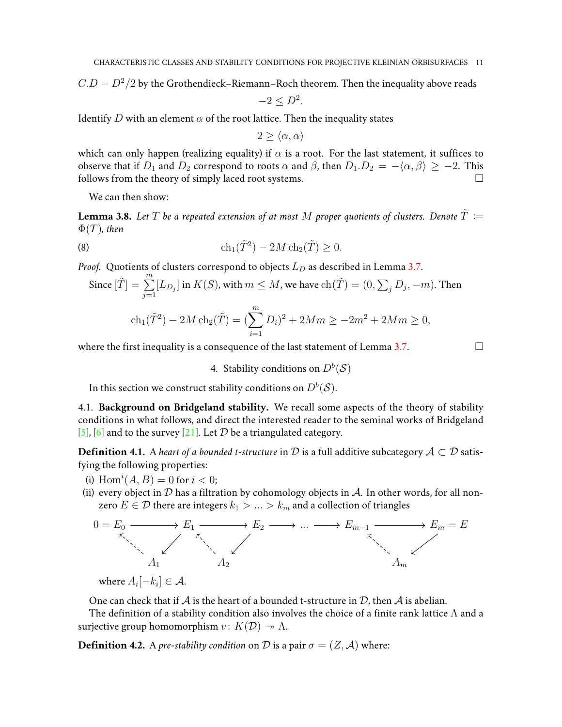$C.D - D^2/2$ by the Grothendieck–Riemann–Roch theorem. Then the inequality above reads

$$-2 \leq D^2.$$

Identify $D$ with an element $\alpha$ of the root lattice. Then the inequality states

$$2 \geq \langle \alpha, \alpha \rangle$$

which can only happen (realizing equality) if $\alpha$ is a root. For the last statement, it suffices to observe that if $D_1$ and $D_2$ correspond to roots $\alpha$ and $\beta$, then $D_1.D_2 = -\langle \alpha, \beta \rangle \geq -2$. This follows from the theory of simply laced root systems. □

We can then show:

**Lemma 3.8.** *Let $T$ be a repeated extension of at most $M$ proper quotients of clusters. Denote $\tilde{T} := \Phi(T)$, then*

$$\mathrm{ch}_1(\tilde{T}^2) - 2M\,\mathrm{ch}_2(\tilde{T}) \geq 0. \tag{8}$$

*Proof.* Quotients of clusters correspond to objects $L_D$ as described in Lemma 3.7.

Since $[\tilde{T}] = \sum_{j=1}^{m} [L_{D_j}]$ in $K(S)$, with $m \leq M$, we have $\mathrm{ch}(\tilde{T}) = (0, \sum_j D_j, -m)$. Then

$$\mathrm{ch}_1(\tilde{T}^2) - 2M\,\mathrm{ch}_2(\tilde{T}) = (\sum_{i=1}^{m} D_i)^2 + 2Mm \geq -2m^2 + 2Mm \geq 0,$$

where the first inequality is a consequence of the last statement of Lemma 3.7. □

## 4. Stability conditions on $D^b(\mathcal{S})$

In this section we construct stability conditions on $D^b(\mathcal{S})$.

### 4.1. Background on Bridgeland stability.

We recall some aspects of the theory of stability conditions in what follows, and direct the interested reader to the seminal works of Bridgeland [5], [6] and to the survey [21]. Let $\mathcal{D}$ be a triangulated category.

**Definition 4.1.** A *heart of a bounded t-structure* in $\mathcal{D}$ is a full additive subcategory $\mathcal{A} \subset \mathcal{D}$ satisfying the following properties:

(i) $\mathrm{Hom}^i(A, B) = 0$ for $i < 0$;

(ii) every object in $\mathcal{D}$ has a filtration by cohomology objects in $\mathcal{A}$. In other words, for all non-zero $E \in \mathcal{D}$ there are integers $k_1 > \ldots > k_m$ and a collection of triangles

$$\begin{array}{ccccccccc} 0 = E_0 & \longrightarrow & E_1 & \longrightarrow & E_2 & \longrightarrow \cdots \longrightarrow & E_{m-1} & \longrightarrow & E_m = E \\ & \nwarrow \swarrow & & \nwarrow \swarrow & & & & \nwarrow \swarrow & \\ & A_1 & & A_2 & & & & A_m & \end{array}$$

where $A_i[-k_i] \in \mathcal{A}$.

One can check that if $\mathcal{A}$ is the heart of a bounded t-structure in $\mathcal{D}$, then $\mathcal{A}$ is abelian.

The definition of a stability condition also involves the choice of a finite rank lattice $\Lambda$ and a surjective group homomorphism $v\colon K(\mathcal{D}) \twoheadrightarrow \Lambda$.

**Definition 4.2.** A *pre-stability condition* on $\mathcal{D}$ is a pair $\sigma = (Z, \mathcal{A})$ where: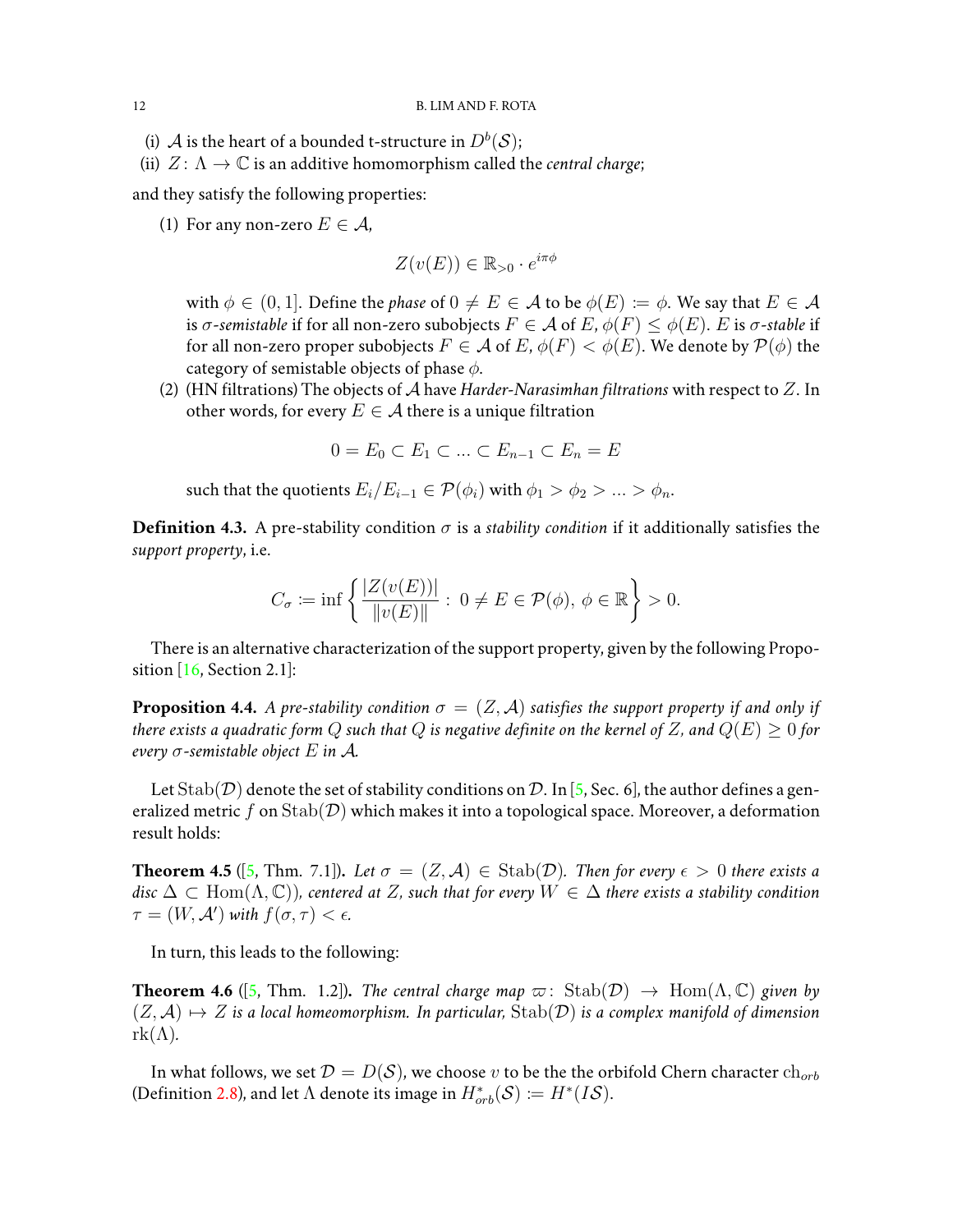(i) $\mathcal{A}$ is the heart of a bounded t-structure in $D^b(\mathcal{S})$;
(ii) $Z\colon \Lambda \to \mathbb{C}$ is an additive homomorphism called the *central charge*;

and they satisfy the following properties:

(1) For any non-zero $E \in \mathcal{A}$,

$$Z(v(E)) \in \mathbb{R}_{>0} \cdot e^{i\pi\phi}$$

with $\phi \in (0, 1]$. Define the *phase* of $0 \neq E \in \mathcal{A}$ to be $\phi(E) \coloneqq \phi$. We say that $E \in \mathcal{A}$ is $\sigma$*-semistable* if for all non-zero subobjects $F \in \mathcal{A}$ of $E$, $\phi(F) \leq \phi(E)$. $E$ is $\sigma$*-stable* if for all non-zero proper subobjects $F \in \mathcal{A}$ of $E$, $\phi(F) < \phi(E)$. We denote by $\mathcal{P}(\phi)$ the category of semistable objects of phase $\phi$.

(2) (HN filtrations) The objects of $\mathcal{A}$ have *Harder-Narasimhan filtrations* with respect to $Z$. In other words, for every $E \in \mathcal{A}$ there is a unique filtration

$$0 = E_0 \subset E_1 \subset \ldots \subset E_{n-1} \subset E_n = E$$

such that the quotients $E_i/E_{i-1} \in \mathcal{P}(\phi_i)$ with $\phi_1 > \phi_2 > \ldots > \phi_n$.

**Definition 4.3.** A pre-stability condition $\sigma$ is a *stability condition* if it additionally satisfies the *support property*, i.e.

$$C_\sigma \coloneqq \inf \left\{ \frac{|Z(v(E))|}{\|v(E)\|} : \, 0 \neq E \in \mathcal{P}(\phi), \, \phi \in \mathbb{R} \right\} > 0.$$

There is an alternative characterization of the support property, given by the following Proposition [16, Section 2.1]:

**Proposition 4.4.** *A pre-stability condition $\sigma = (Z, \mathcal{A})$ satisfies the support property if and only if there exists a quadratic form $Q$ such that $Q$ is negative definite on the kernel of $Z$, and $Q(E) \geq 0$ for every $\sigma$-semistable object $E$ in $\mathcal{A}$.*

Let $\mathrm{Stab}(\mathcal{D})$ denote the set of stability conditions on $\mathcal{D}$. In [5, Sec. 6], the author defines a generalized metric $f$ on $\mathrm{Stab}(\mathcal{D})$ which makes it into a topological space. Moreover, a deformation result holds:

**Theorem 4.5** ([5, Thm. 7.1])**.** *Let $\sigma = (Z, \mathcal{A}) \in \mathrm{Stab}(\mathcal{D})$. Then for every $\epsilon > 0$ there exists a disc $\Delta \subset \mathrm{Hom}(\Lambda, \mathbb{C})$), centered at $Z$, such that for every $W \in \Delta$ there exists a stability condition $\tau = (W, \mathcal{A}')$ with $f(\sigma, \tau) < \epsilon$.*

In turn, this leads to the following:

**Theorem 4.6** ([5, Thm. 1.2])**.** *The central charge map $\varpi\colon \mathrm{Stab}(\mathcal{D}) \to \mathrm{Hom}(\Lambda, \mathbb{C})$ given by $(Z, \mathcal{A}) \mapsto Z$ is a local homeomorphism. In particular, $\mathrm{Stab}(\mathcal{D})$ is a complex manifold of dimension $\mathrm{rk}(\Lambda)$.*

In what follows, we set $\mathcal{D} = D(\mathcal{S})$, we choose $v$ to be the the orbifold Chern character $\mathrm{ch}_{orb}$ (Definition 2.8), and let $\Lambda$ denote its image in $H^*_{orb}(\mathcal{S}) \coloneqq H^*(I\mathcal{S})$.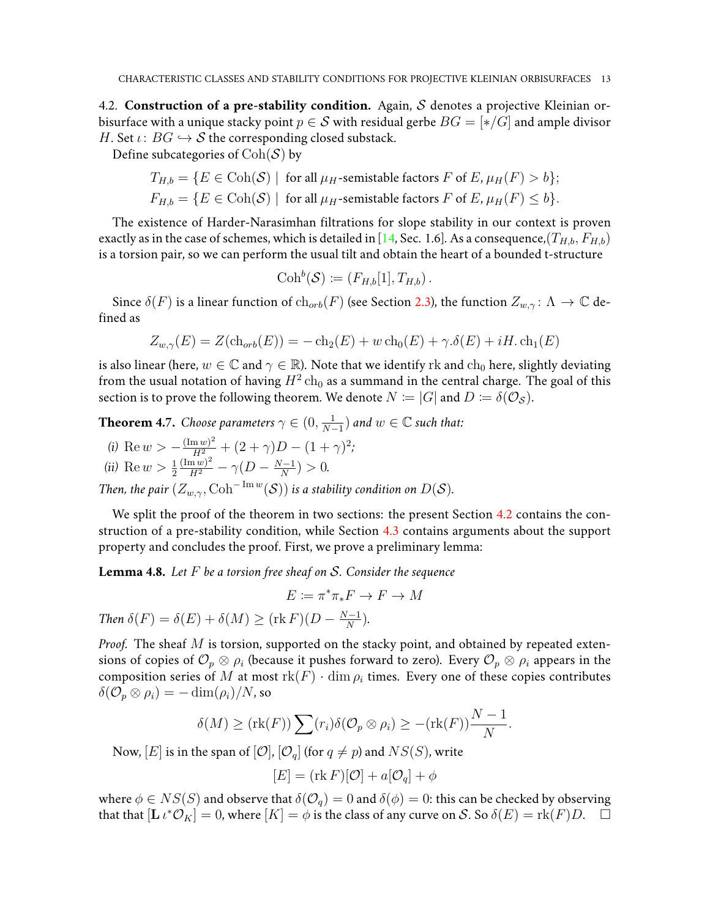### 4.2. Construction of a pre-stability condition.

Again, $\mathcal{S}$ denotes a projective Kleinian orbisurface with a unique stacky point $p \in \mathcal{S}$ with residual gerbe $BG = [*/G]$ and ample divisor $H$. Set $\iota\colon BG \hookrightarrow \mathcal{S}$ the corresponding closed substack.

Define subcategories of $\mathrm{Coh}(\mathcal{S})$ by

$$T_{H,b} = \{E \in \mathrm{Coh}(\mathcal{S}) \mid \text{ for all } \mu_H\text{-semistable factors } F \text{ of } E, \mu_H(F) > b\};$$
$$F_{H,b} = \{E \in \mathrm{Coh}(\mathcal{S}) \mid \text{ for all } \mu_H\text{-semistable factors } F \text{ of } E, \mu_H(F) \leq b\}.$$

The existence of Harder-Narasimhan filtrations for slope stability in our context is proven exactly as in the case of schemes, which is detailed in [14, Sec. 1.6]. As a consequence,$(T_{H,b}, F_{H,b})$ is a torsion pair, so we can perform the usual tilt and obtain the heart of a bounded t-structure

$$\mathrm{Coh}^b(\mathcal{S}) := (F_{H,b}[1], T_{H,b})\,.$$

Since $\delta(F)$ is a linear function of $\mathrm{ch}_{orb}(F)$ (see Section 2.3), the function $Z_{w,\gamma}\colon \Lambda \to \mathbb{C}$ defined as

$$Z_{w,\gamma}(E) = Z(\mathrm{ch}_{orb}(E)) = -\,\mathrm{ch}_2(E) + w\,\mathrm{ch}_0(E) + \gamma.\delta(E) + iH.\,\mathrm{ch}_1(E)$$

is also linear (here, $w \in \mathbb{C}$ and $\gamma \in \mathbb{R}$). Note that we identify $\mathrm{rk}$ and $\mathrm{ch}_0$ here, slightly deviating from the usual notation of having $H^2\,\mathrm{ch}_0$ as a summand in the central charge. The goal of this section is to prove the following theorem. We denote $N := |G|$ and $D := \delta(\mathcal{O}_{\mathcal{S}})$.

**Theorem 4.7.** *Choose parameters $\gamma \in (0, \frac{1}{N-1})$ and $w \in \mathbb{C}$ such that:*

*(i)* $\mathrm{Re}\, w > -\frac{(\mathrm{Im}\, w)^2}{H^2} + (2+\gamma)D - (1+\gamma)^2$*;*

*(ii)* $\mathrm{Re}\, w > \frac{1}{2}\frac{(\mathrm{Im}\, w)^2}{H^2} - \gamma(D - \frac{N-1}{N}) > 0$*.*

*Then, the pair $(Z_{w,\gamma}, \mathrm{Coh}^{-\mathrm{Im}\, w}(\mathcal{S}))$ is a stability condition on $D(\mathcal{S})$.*

We split the proof of the theorem in two sections: the present Section 4.2 contains the construction of a pre-stability condition, while Section 4.3 contains arguments about the support property and concludes the proof. First, we prove a preliminary lemma:

**Lemma 4.8.** *Let $F$ be a torsion free sheaf on $\mathcal{S}$. Consider the sequence*

$$E := \pi^*\pi_* F \to F \to M$$

*Then $\delta(F) = \delta(E) + \delta(M) \geq (\mathrm{rk}\, F)(D - \frac{N-1}{N})$.*

*Proof.* The sheaf $M$ is torsion, supported on the stacky point, and obtained by repeated extensions of copies of $\mathcal{O}_p \otimes \rho_i$ (because it pushes forward to zero). Every $\mathcal{O}_p \otimes \rho_i$ appears in the composition series of $M$ at most $\mathrm{rk}(F) \cdot \dim \rho_i$ times. Every one of these copies contributes $\delta(\mathcal{O}_p \otimes \rho_i) = -\dim(\rho_i)/N$, so

$$\delta(M) \geq (\mathrm{rk}(F)) \sum (r_i)\delta(\mathcal{O}_p \otimes \rho_i) \geq -(\mathrm{rk}(F))\frac{N-1}{N}.$$

Now, $[E]$ is in the span of $[\mathcal{O}]$, $[\mathcal{O}_q]$ (for $q \neq p$) and $NS(S)$, write

$$[E] = (\mathrm{rk}\, F)[\mathcal{O}] + a[\mathcal{O}_q] + \phi$$

where $\phi \in NS(S)$ and observe that $\delta(\mathcal{O}_q) = 0$ and $\delta(\phi) = 0$: this can be checked by observing that that $[\mathbf{L}\,\iota^*\mathcal{O}_K] = 0$, where $[K] = \phi$ is the class of any curve on $\mathcal{S}$. So $\delta(E) = \mathrm{rk}(F)D$. $\square$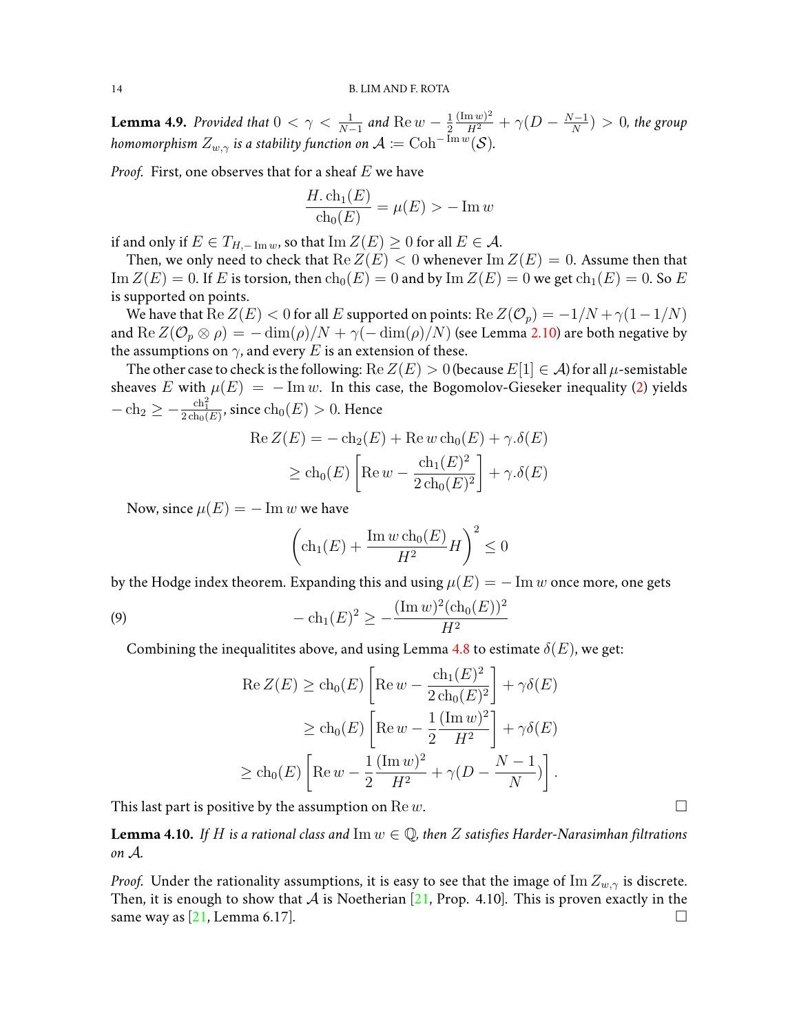**Lemma 4.9.** *Provided that $0 < \gamma < \frac{1}{N-1}$ and $\operatorname{Re} w - \frac{1}{2}\frac{(\operatorname{Im} w)^2}{H^2} + \gamma(D - \frac{N-1}{N}) > 0$, the group homomorphism $Z_{w,\gamma}$ is a stability function on $\mathcal{A} := \operatorname{Coh}^{-\operatorname{Im} w}(\mathcal{S})$.*

*Proof.* First, one observes that for a sheaf $E$ we have

$$\frac{H.\operatorname{ch}_1(E)}{\operatorname{ch}_0(E)} = \mu(E) > -\operatorname{Im} w$$

if and only if $E \in T_{H,-\operatorname{Im} w}$, so that $\operatorname{Im} Z(E) \geq 0$ for all $E \in \mathcal{A}$.

Then, we only need to check that $\operatorname{Re} Z(E) < 0$ whenever $\operatorname{Im} Z(E) = 0$. Assume then that $\operatorname{Im} Z(E) = 0$. If $E$ is torsion, then $\operatorname{ch}_0(E) = 0$ and by $\operatorname{Im} Z(E) = 0$ we get $\operatorname{ch}_1(E) = 0$. So $E$ is supported on points.

We have that $\operatorname{Re} Z(E) < 0$ for all $E$ supported on points: $\operatorname{Re} Z(\mathcal{O}_p) = -1/N + \gamma(1 - 1/N)$ and $\operatorname{Re} Z(\mathcal{O}_p \otimes \rho) = -\dim(\rho)/N + \gamma(-\dim(\rho)/N)$ (see Lemma 2.10) are both negative by the assumptions on $\gamma$, and every $E$ is an extension of these.

The other case to check is the following: $\operatorname{Re} Z(E) > 0$ (because $E[1] \in \mathcal{A}$) for all $\mu$-semistable sheaves $E$ with $\mu(E) = -\operatorname{Im} w$. In this case, the Bogomolov-Gieseker inequality (2) yields $-\operatorname{ch}_2 \geq -\frac{\operatorname{ch}_1^2}{2\operatorname{ch}_0(E)}$, since $\operatorname{ch}_0(E) > 0$. Hence

$$\begin{aligned}
\operatorname{Re} Z(E) &= -\operatorname{ch}_2(E) + \operatorname{Re} w \operatorname{ch}_0(E) + \gamma.\delta(E) \\
&\geq \operatorname{ch}_0(E)\left[\operatorname{Re} w - \frac{\operatorname{ch}_1(E)^2}{2\operatorname{ch}_0(E)^2}\right] + \gamma.\delta(E)
\end{aligned}$$

Now, since $\mu(E) = -\operatorname{Im} w$ we have

$$\left(\operatorname{ch}_1(E) + \frac{\operatorname{Im} w \operatorname{ch}_0(E)}{H^2}H\right)^2 \leq 0$$

by the Hodge index theorem. Expanding this and using $\mu(E) = -\operatorname{Im} w$ once more, one gets

$$-\operatorname{ch}_1(E)^2 \geq -\frac{(\operatorname{Im} w)^2(\operatorname{ch}_0(E))^2}{H^2} \tag{9}$$

Combining the inequalitites above, and using Lemma 4.8 to estimate $\delta(E)$, we get:

$$\begin{aligned}
\operatorname{Re} Z(E) &\geq \operatorname{ch}_0(E)\left[\operatorname{Re} w - \frac{\operatorname{ch}_1(E)^2}{2\operatorname{ch}_0(E)^2}\right] + \gamma\delta(E) \\
&\geq \operatorname{ch}_0(E)\left[\operatorname{Re} w - \frac{1}{2}\frac{(\operatorname{Im} w)^2}{H^2}\right] + \gamma\delta(E) \\
&\geq \operatorname{ch}_0(E)\left[\operatorname{Re} w - \frac{1}{2}\frac{(\operatorname{Im} w)^2}{H^2} + \gamma(D - \frac{N-1}{N})\right].
\end{aligned}$$

This last part is positive by the assumption on $\operatorname{Re} w$. □

**Lemma 4.10.** *If $H$ is a rational class and $\operatorname{Im} w \in \mathbb{Q}$, then $Z$ satisfies Harder-Narasimhan filtrations on $\mathcal{A}$.*

*Proof.* Under the rationality assumptions, it is easy to see that the image of $\operatorname{Im} Z_{w,\gamma}$ is discrete. Then, it is enough to show that $\mathcal{A}$ is Noetherian [21, Prop. 4.10]. This is proven exactly in the same way as [21, Lemma 6.17]. □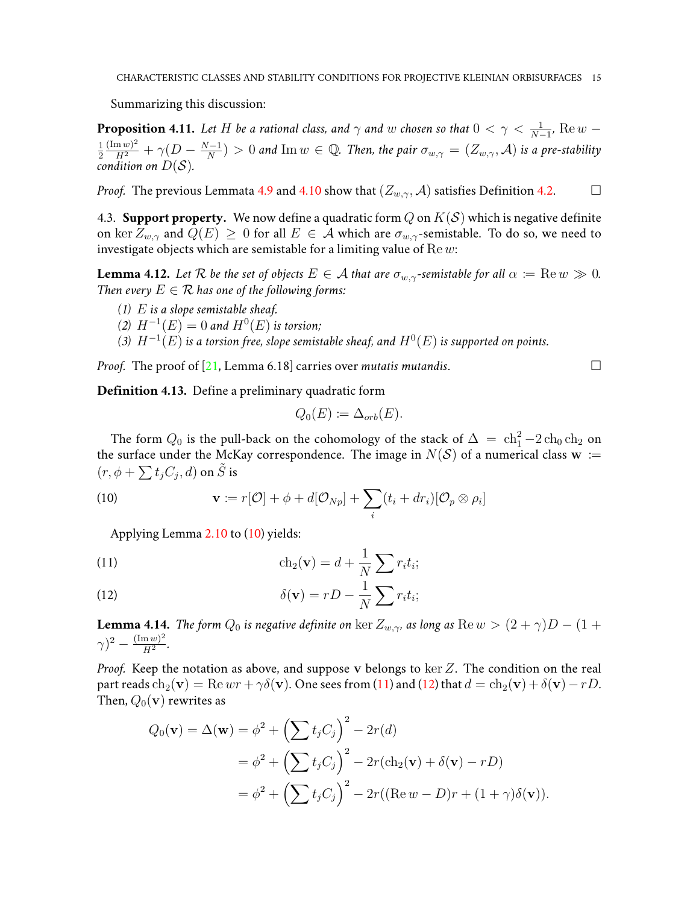Summarizing this discussion:

**Proposition 4.11.** *Let $H$ be a rational class, and $\gamma$ and $w$ chosen so that $0 < \gamma < \frac{1}{N-1}$, $\operatorname{Re} w - \frac{1}{2}\frac{(\operatorname{Im} w)^2}{H^2} + \gamma(D - \frac{N-1}{N}) > 0$ and $\operatorname{Im} w \in \mathbb{Q}$. Then, the pair $\sigma_{w,\gamma} = (Z_{w,\gamma}, \mathcal{A})$ is a pre-stability condition on $D(\mathcal{S})$.*

*Proof.* The previous Lemmata 4.9 and 4.10 show that $(Z_{w,\gamma}, \mathcal{A})$ satisfies Definition 4.2. □

4.3. **Support property.** We now define a quadratic form $Q$ on $K(\mathcal{S})$ which is negative definite on $\ker Z_{w,\gamma}$ and $Q(E) \geq 0$ for all $E \in \mathcal{A}$ which are $\sigma_{w,\gamma}$-semistable. To do so, we need to investigate objects which are semistable for a limiting value of $\operatorname{Re} w$:

**Lemma 4.12.** *Let $\mathcal{R}$ be the set of objects $E \in \mathcal{A}$ that are $\sigma_{w,\gamma}$-semistable for all $\alpha := \operatorname{Re} w \gg 0$. Then every $E \in \mathcal{R}$ has one of the following forms:*

*(1) $E$ is a slope semistable sheaf.*
*(2) $H^{-1}(E) = 0$ and $H^0(E)$ is torsion;*
*(3) $H^{-1}(E)$ is a torsion free, slope semistable sheaf, and $H^0(E)$ is supported on points.*

*Proof.* The proof of [21, Lemma 6.18] carries over *mutatis mutandis*. □

**Definition 4.13.** Define a preliminary quadratic form

$$Q_0(E) := \Delta_{orb}(E).$$

The form $Q_0$ is the pull-back on the cohomology of the stack of $\Delta = \operatorname{ch}_1^2 - 2\operatorname{ch}_0\operatorname{ch}_2$ on the surface under the McKay correspondence. The image in $N(\mathcal{S})$ of a numerical class $\mathbf{w} := (r, \phi + \sum t_j C_j, d)$ on $\tilde{S}$ is

$$\mathbf{v} := r[\mathcal{O}] + \phi + d[\mathcal{O}_{Np}] + \sum_i (t_i + dr_i)[\mathcal{O}_p \otimes \rho_i] \tag{10}$$

Applying Lemma 2.10 to (10) yields:

$$\operatorname{ch}_2(\mathbf{v}) = d + \frac{1}{N}\sum r_i t_i; \tag{11}$$

$$\delta(\mathbf{v}) = rD - \frac{1}{N}\sum r_i t_i; \tag{12}$$

**Lemma 4.14.** *The form $Q_0$ is negative definite on $\ker Z_{w,\gamma}$, as long as $\operatorname{Re} w > (2+\gamma)D - (1+\gamma)^2 - \frac{(\operatorname{Im} w)^2}{H^2}$.*

*Proof.* Keep the notation as above, and suppose $\mathbf{v}$ belongs to $\ker Z$. The condition on the real part reads $\operatorname{ch}_2(\mathbf{v}) = \operatorname{Re} w r + \gamma\delta(\mathbf{v})$. One sees from (11) and (12) that $d = \operatorname{ch}_2(\mathbf{v}) + \delta(\mathbf{v}) - rD$. Then, $Q_0(\mathbf{v})$ rewrites as

$$\begin{aligned}
Q_0(\mathbf{v}) = \Delta(\mathbf{w}) &= \phi^2 + \left(\sum t_j C_j\right)^2 - 2r(d) \\
&= \phi^2 + \left(\sum t_j C_j\right)^2 - 2r(\operatorname{ch}_2(\mathbf{v}) + \delta(\mathbf{v}) - rD) \\
&= \phi^2 + \left(\sum t_j C_j\right)^2 - 2r((\operatorname{Re} w - D)r + (1+\gamma)\delta(\mathbf{v})).
\end{aligned}$$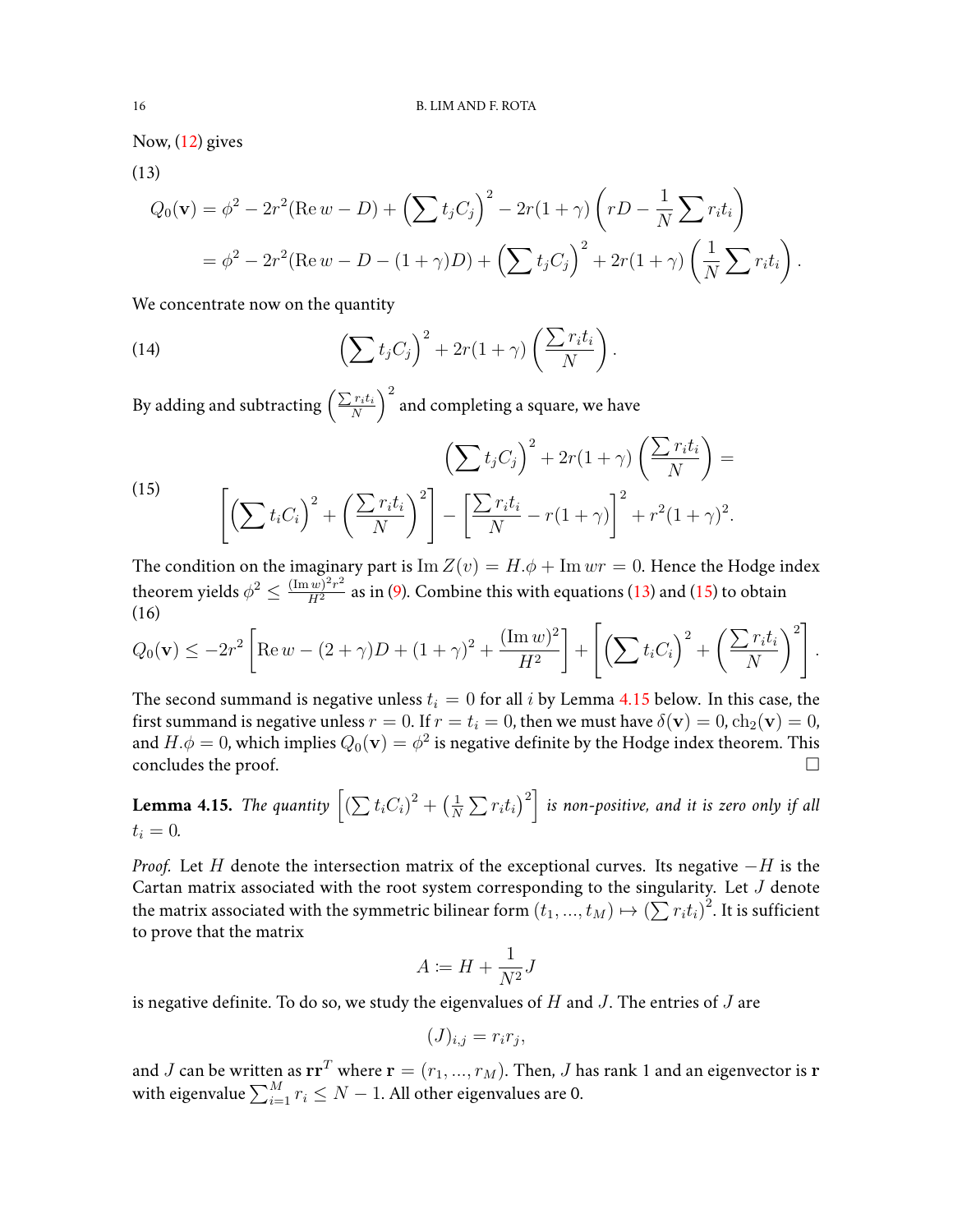Now, (12) gives

(13)
$$
\begin{aligned}
Q_0(\mathbf{v}) &= \phi^2 - 2r^2(\operatorname{Re} w - D) + \left(\sum t_j C_j\right)^2 - 2r(1+\gamma)\left(rD - \frac{1}{N}\sum r_i t_i\right) \\
&= \phi^2 - 2r^2(\operatorname{Re} w - D - (1+\gamma)D) + \left(\sum t_j C_j\right)^2 + 2r(1+\gamma)\left(\frac{1}{N}\sum r_i t_i\right).
\end{aligned}
$$

We concentrate now on the quantity

$$
\left(\sum t_j C_j\right)^2 + 2r(1+\gamma)\left(\frac{\sum r_i t_i}{N}\right). \tag{14}
$$

By adding and subtracting $\left(\frac{\sum r_i t_i}{N}\right)^2$ and completing a square, we have

$$
\begin{aligned}
&\left(\sum t_j C_j\right)^2 + 2r(1+\gamma)\left(\frac{\sum r_i t_i}{N}\right) = \\
&\left[\left(\sum t_i C_i\right)^2 + \left(\frac{\sum r_i t_i}{N}\right)^2\right] - \left[\frac{\sum r_i t_i}{N} - r(1+\gamma)\right]^2 + r^2(1+\gamma)^2.
\end{aligned} \tag{15}
$$

The condition on the imaginary part is $\operatorname{Im} Z(v) = H.\phi + \operatorname{Im} wr = 0$. Hence the Hodge index theorem yields $\phi^2 \leq \frac{(\operatorname{Im} w)^2 r^2}{H^2}$ as in (9). Combine this with equations (13) and (15) to obtain

(16)
$$
Q_0(\mathbf{v}) \leq -2r^2\left[\operatorname{Re} w - (2+\gamma)D + (1+\gamma)^2 + \frac{(\operatorname{Im} w)^2}{H^2}\right] + \left[\left(\sum t_i C_i\right)^2 + \left(\frac{\sum r_i t_i}{N}\right)^2\right].
$$

The second summand is negative unless $t_i = 0$ for all $i$ by Lemma 4.15 below. In this case, the first summand is negative unless $r = 0$. If $r = t_i = 0$, then we must have $\delta(\mathbf{v}) = 0$, $\operatorname{ch}_2(\mathbf{v}) = 0$, and $H.\phi = 0$, which implies $Q_0(\mathbf{v}) = \phi^2$ is negative definite by the Hodge index theorem. This concludes the proof. □

**Lemma 4.15.** *The quantity* $\left[\left(\sum t_i C_i\right)^2 + \left(\frac{1}{N}\sum r_i t_i\right)^2\right]$ *is non-positive, and it is zero only if all* $t_i = 0$.

*Proof.* Let $H$ denote the intersection matrix of the exceptional curves. Its negative $-H$ is the Cartan matrix associated with the root system corresponding to the singularity. Let $J$ denote the matrix associated with the symmetric bilinear form $(t_1, \ldots, t_M) \mapsto \left(\sum r_i t_i\right)^2$. It is sufficient to prove that the matrix

$$
A := H + \frac{1}{N^2}J
$$

is negative definite. To do so, we study the eigenvalues of $H$ and $J$. The entries of $J$ are

$$
(J)_{i,j} = r_i r_j,
$$

and $J$ can be written as $\mathbf{r}\mathbf{r}^T$ where $\mathbf{r} = (r_1, \ldots, r_M)$. Then, $J$ has rank 1 and an eigenvector is $\mathbf{r}$ with eigenvalue $\sum_{i=1}^M r_i \leq N-1$. All other eigenvalues are 0.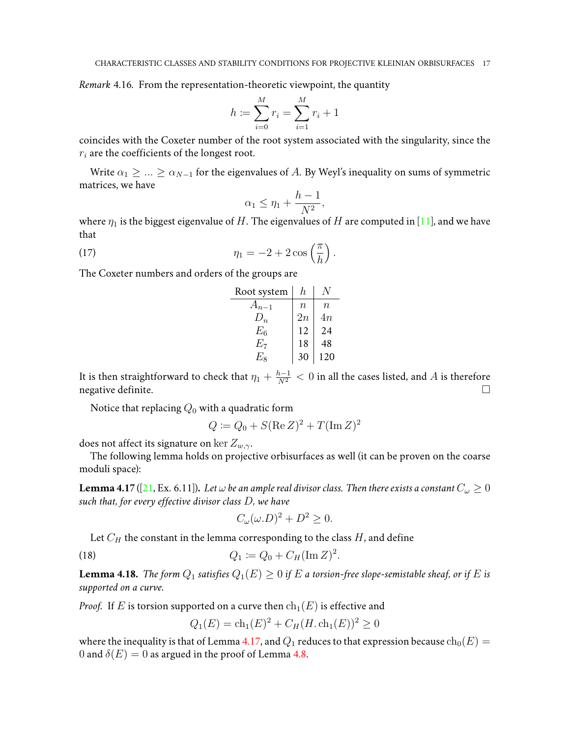*Remark* 4.16. From the representation-theoretic viewpoint, the quantity

$$h := \sum_{i=0}^{M} r_i = \sum_{i=1}^{M} r_i + 1$$

coincides with the Coxeter number of the root system associated with the singularity, since the $r_i$ are the coefficients of the longest root.

Write $\alpha_1 \geq \ldots \geq \alpha_{N-1}$ for the eigenvalues of $A$. By Weyl's inequality on sums of symmetric matrices, we have

$$\alpha_1 \leq \eta_1 + \frac{h-1}{N^2},$$

where $\eta_1$ is the biggest eigenvalue of $H$. The eigenvalues of $H$ are computed in [11], and we have that

$$\eta_1 = -2 + 2\cos\left(\frac{\pi}{h}\right). \tag{17}$$

The Coxeter numbers and orders of the groups are

| Root system | $h$ | $N$ |
|---|---|---|
| $A_{n-1}$ | $n$ | $n$ |
| $D_n$ | $2n$ | $4n$ |
| $E_6$ | 12 | 24 |
| $E_7$ | 18 | 48 |
| $E_8$ | 30 | 120 |

It is then straightforward to check that $\eta_1 + \frac{h-1}{N^2} < 0$ in all the cases listed, and $A$ is therefore negative definite. □

Notice that replacing $Q_0$ with a quadratic form

$$Q := Q_0 + S(\operatorname{Re} Z)^2 + T(\operatorname{Im} Z)^2$$

does not affect its signature on $\ker Z_{w,\gamma}$.

The following lemma holds on projective orbisurfaces as well (it can be proven on the coarse moduli space):

**Lemma 4.17** ([21, Ex. 6.11])**.** *Let $\omega$ be an ample real divisor class. Then there exists a constant $C_\omega \geq 0$ such that, for every effective divisor class $D$, we have*

$$C_\omega(\omega.D)^2 + D^2 \geq 0.$$

Let $C_H$ the constant in the lemma corresponding to the class $H$, and define

$$Q_1 := Q_0 + C_H(\operatorname{Im} Z)^2. \tag{18}$$

**Lemma 4.18.** *The form $Q_1$ satisfies $Q_1(E) \geq 0$ if $E$ a torsion-free slope-semistable sheaf, or if $E$ is supported on a curve.*

*Proof.* If $E$ is torsion supported on a curve then $\operatorname{ch}_1(E)$ is effective and

$$Q_1(E) = \operatorname{ch}_1(E)^2 + C_H(H.\operatorname{ch}_1(E))^2 \geq 0$$

where the inequality is that of Lemma 4.17, and $Q_1$ reduces to that expression because $\operatorname{ch}_0(E) = 0$ and $\delta(E) = 0$ as argued in the proof of Lemma 4.8.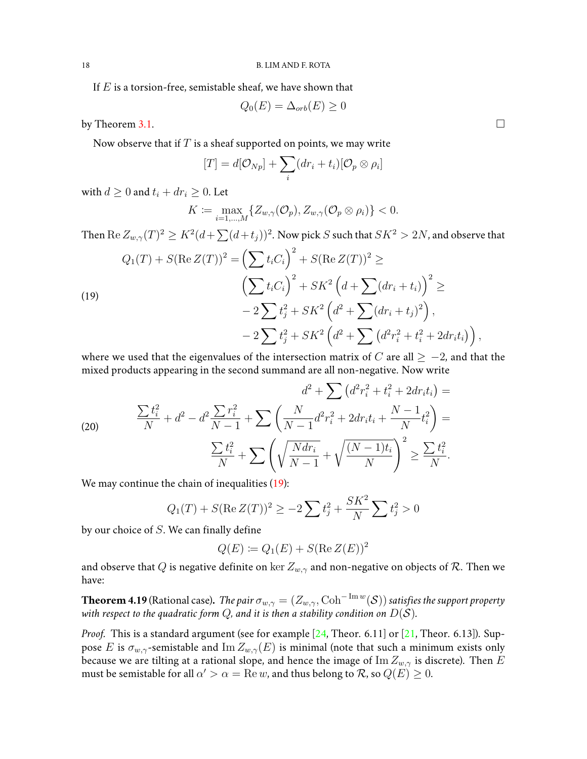If $E$ is a torsion-free, semistable sheaf, we have shown that

$$Q_0(E) = \Delta_{orb}(E) \geq 0$$

by Theorem 3.1. $\square$

Now observe that if $T$ is a sheaf supported on points, we may write

$$[T] = d[\mathcal{O}_{Np}] + \sum_i (dr_i + t_i)[\mathcal{O}_p \otimes \rho_i]$$

with $d \geq 0$ and $t_i + dr_i \geq 0$. Let

$$K \coloneqq \max_{i=1,\ldots,M}\{Z_{w,\gamma}(\mathcal{O}_p), Z_{w,\gamma}(\mathcal{O}_p \otimes \rho_i)\} < 0.$$

Then $\operatorname{Re} Z_{w,\gamma}(T)^2 \geq K^2(d + \sum(d+t_j))^2$. Now pick $S$ such that $SK^2 > 2N$, and observe that

$$
\begin{aligned}
Q_1(T) + S(\operatorname{Re} Z(T))^2 = \left(\sum t_i C_i\right)^2 + S(\operatorname{Re} Z(T))^2 \geq \\
\left(\sum t_i C_i\right)^2 + SK^2\left(d + \sum(dr_i + t_i)\right)^2 \geq \\
-2\sum t_j^2 + SK^2\left(d^2 + \sum(dr_i + t_j)^2\right), \\
-2\sum t_j^2 + SK^2\left(d^2 + \sum\left(d^2 r_i^2 + t_i^2 + 2dr_i t_i\right)\right),
\end{aligned} \tag{19}
$$

where we used that the eigenvalues of the intersection matrix of $C$ are all $\geq -2$, and that the mixed products appearing in the second summand are all non-negative. Now write

$$
\begin{aligned}
d^2 + \sum\left(d^2 r_i^2 + t_i^2 + 2dr_i t_i\right) = \\
\frac{\sum t_i^2}{N} + d^2 - d^2\frac{\sum r_i^2}{N-1} + \sum\left(\frac{N}{N-1}d^2 r_i^2 + 2dr_i t_i + \frac{N-1}{N}t_i^2\right) = \\
\frac{\sum t_i^2}{N} + \sum\left(\sqrt{\frac{N dr_i}{N-1}} + \sqrt{\frac{(N-1)t_i}{N}}\right)^2 \geq \frac{\sum t_i^2}{N}.
\end{aligned} \tag{20}
$$

We may continue the chain of inequalities (19):

$$Q_1(T) + S(\operatorname{Re} Z(T))^2 \geq -2\sum t_j^2 + \frac{SK^2}{N}\sum t_j^2 > 0$$

by our choice of $S$. We can finally define

$$Q(E) \coloneqq Q_1(E) + S(\operatorname{Re} Z(E))^2$$

and observe that $Q$ is negative definite on $\ker Z_{w,\gamma}$ and non-negative on objects of $\mathcal{R}$. Then we have:

**Theorem 4.19** (Rational case)**.** *The pair $\sigma_{w,\gamma} = (Z_{w,\gamma}, \operatorname{Coh}^{-\operatorname{Im} w}(\mathcal{S}))$ satisfies the support property with respect to the quadratic form $Q$, and it is then a stability condition on $D(\mathcal{S})$.*

*Proof.* This is a standard argument (see for example [24, Theor. 6.11] or [21, Theor. 6.13]). Suppose $E$ is $\sigma_{w,\gamma}$-semistable and $\operatorname{Im} Z_{w,\gamma}(E)$ is minimal (note that such a minimum exists only because we are tilting at a rational slope, and hence the image of $\operatorname{Im} Z_{w,\gamma}$ is discrete). Then $E$ must be semistable for all $\alpha' > \alpha = \operatorname{Re} w$, and thus belong to $\mathcal{R}$, so $Q(E) \geq 0$.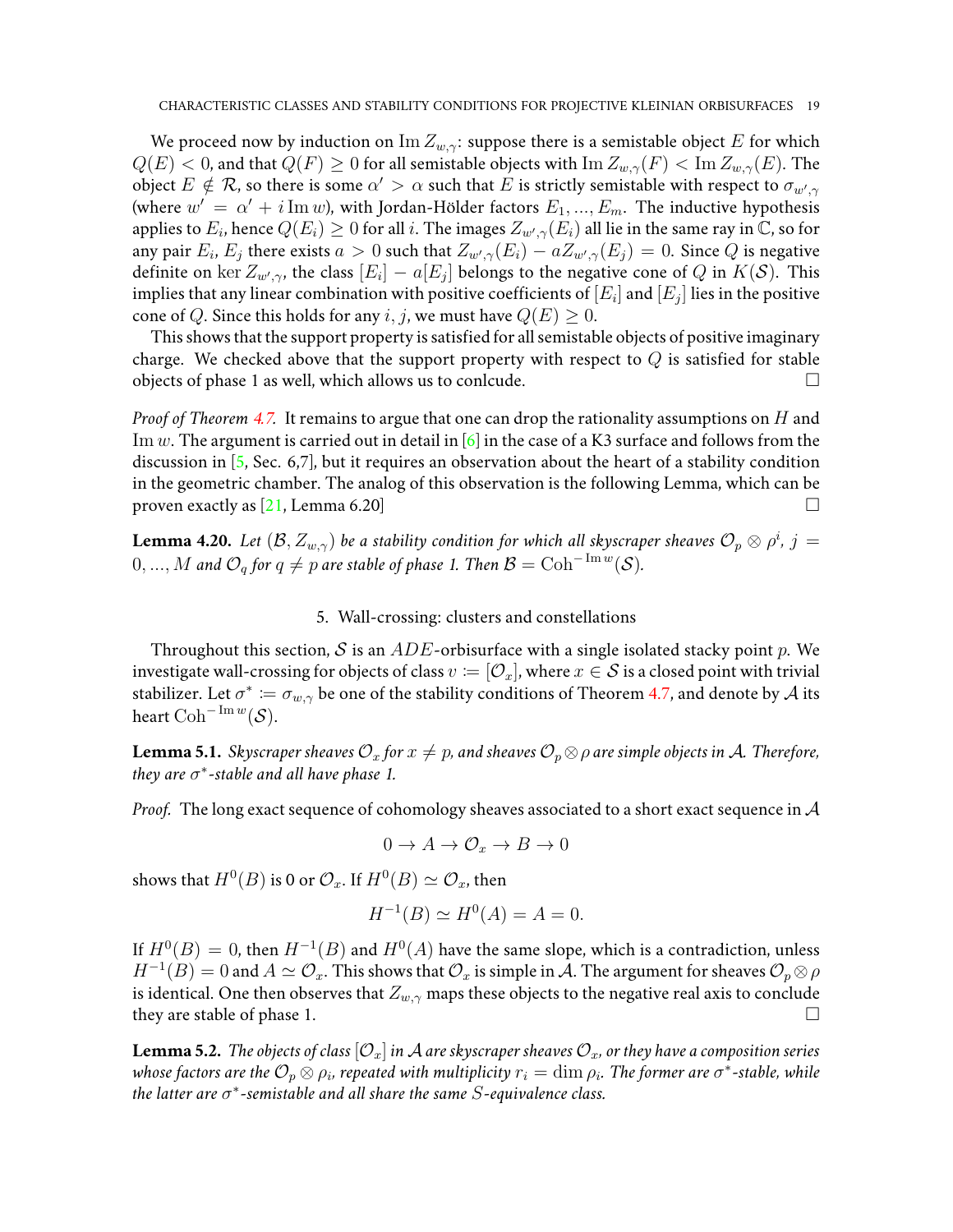We proceed now by induction on $\operatorname{Im} Z_{w,\gamma}$: suppose there is a semistable object $E$ for which $Q(E) < 0$, and that $Q(F) \geq 0$ for all semistable objects with $\operatorname{Im} Z_{w,\gamma}(F) < \operatorname{Im} Z_{w,\gamma}(E)$. The object $E \notin \mathcal{R}$, so there is some $\alpha' > \alpha$ such that $E$ is strictly semistable with respect to $\sigma_{w',\gamma}$ (where $w' = \alpha' + i \operatorname{Im} w$), with Jordan-Hölder factors $E_1, ..., E_m$. The inductive hypothesis applies to $E_i$, hence $Q(E_i) \geq 0$ for all $i$. The images $Z_{w',\gamma}(E_i)$ all lie in the same ray in $\mathbb{C}$, so for any pair $E_i$, $E_j$ there exists $a > 0$ such that $Z_{w',\gamma}(E_i) - aZ_{w',\gamma}(E_j) = 0$. Since $Q$ is negative definite on $\ker Z_{w',\gamma}$, the class $[E_i] - a[E_j]$ belongs to the negative cone of $Q$ in $K(\mathcal{S})$. This implies that any linear combination with positive coefficients of $[E_i]$ and $[E_j]$ lies in the positive cone of $Q$. Since this holds for any $i, j$, we must have $Q(E) \geq 0$.

This shows that the support property is satisfied for all semistable objects of positive imaginary charge. We checked above that the support property with respect to $Q$ is satisfied for stable objects of phase 1 as well, which allows us to conlcude. □

*Proof of Theorem 4.7.* It remains to argue that one can drop the rationality assumptions on $H$ and $\operatorname{Im} w$. The argument is carried out in detail in [6] in the case of a K3 surface and follows from the discussion in [5, Sec. 6,7], but it requires an observation about the heart of a stability condition in the geometric chamber. The analog of this observation is the following Lemma, which can be proven exactly as [21, Lemma 6.20] □

**Lemma 4.20.** *Let $(\mathcal{B}, Z_{w,\gamma})$ be a stability condition for which all skyscraper sheaves $\mathcal{O}_p \otimes \rho^i$, $j = 0, ..., M$ and $\mathcal{O}_q$ for $q \neq p$ are stable of phase 1. Then $\mathcal{B} = \operatorname{Coh}^{-\operatorname{Im} w}(\mathcal{S})$.*

## 5. Wall-crossing: clusters and constellations

Throughout this section, $\mathcal{S}$ is an $ADE$-orbisurface with a single isolated stacky point $p$. We investigate wall-crossing for objects of class $v := [\mathcal{O}_x]$, where $x \in \mathcal{S}$ is a closed point with trivial stabilizer. Let $\sigma^* := \sigma_{w,\gamma}$ be one of the stability conditions of Theorem 4.7, and denote by $\mathcal{A}$ its heart $\operatorname{Coh}^{-\operatorname{Im} w}(\mathcal{S})$.

**Lemma 5.1.** *Skyscraper sheaves $\mathcal{O}_x$ for $x \neq p$, and sheaves $\mathcal{O}_p \otimes \rho$ are simple objects in $\mathcal{A}$. Therefore, they are $\sigma^*$-stable and all have phase 1.*

*Proof.* The long exact sequence of cohomology sheaves associated to a short exact sequence in $\mathcal{A}$

$$0 \to A \to \mathcal{O}_x \to B \to 0$$

shows that $H^0(B)$ is 0 or $\mathcal{O}_x$. If $H^0(B) \simeq \mathcal{O}_x$, then

$$H^{-1}(B) \simeq H^0(A) = A = 0.$$

If $H^0(B) = 0$, then $H^{-1}(B)$ and $H^0(A)$ have the same slope, which is a contradiction, unless $H^{-1}(B) = 0$ and $A \simeq \mathcal{O}_x$. This shows that $\mathcal{O}_x$ is simple in $\mathcal{A}$. The argument for sheaves $\mathcal{O}_p \otimes \rho$ is identical. One then observes that $Z_{w,\gamma}$ maps these objects to the negative real axis to conclude they are stable of phase 1. □

**Lemma 5.2.** *The objects of class $[\mathcal{O}_x]$ in $\mathcal{A}$ are skyscraper sheaves $\mathcal{O}_x$, or they have a composition series whose factors are the $\mathcal{O}_p \otimes \rho_i$, repeated with multiplicity $r_i = \dim \rho_i$. The former are $\sigma^*$-stable, while the latter are $\sigma^*$-semistable and all share the same $S$-equivalence class.*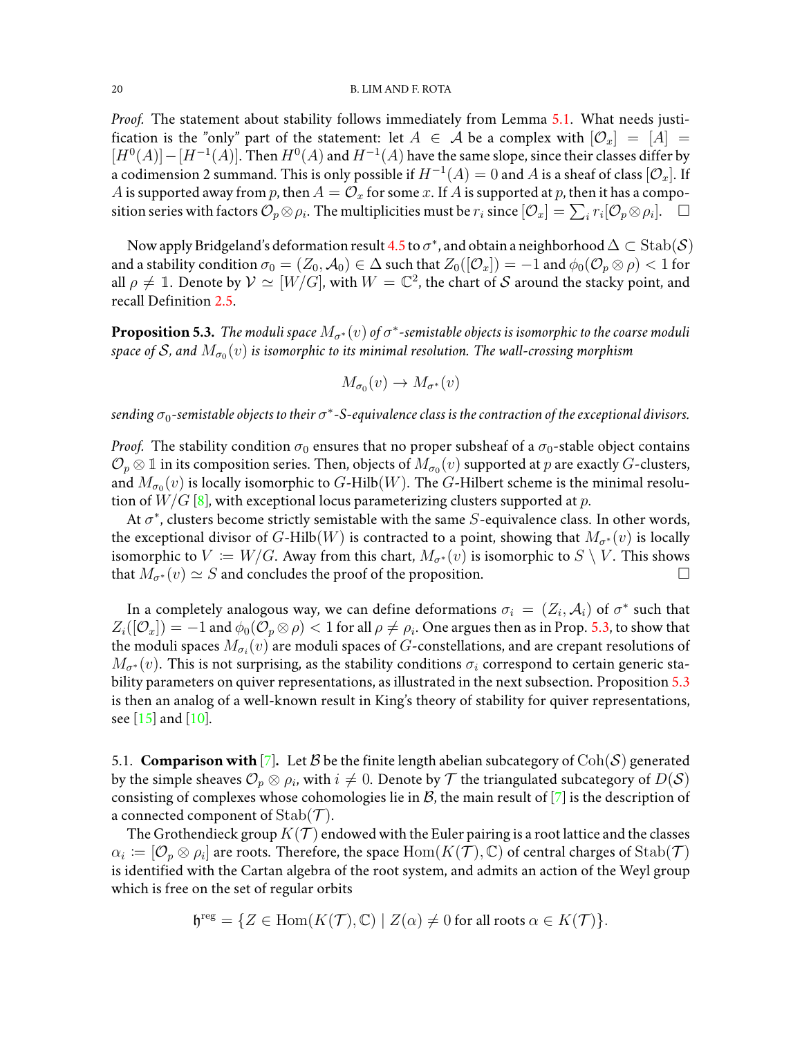*Proof.* The statement about stability follows immediately from Lemma 5.1. What needs justification is the "only" part of the statement: let $A \in \mathcal{A}$ be a complex with $[\mathcal{O}_x] = [A] = [H^0(A)] - [H^{-1}(A)]$. Then $H^0(A)$ and $H^{-1}(A)$ have the same slope, since their classes differ by a codimension 2 summand. This is only possible if $H^{-1}(A) = 0$ and $A$ is a sheaf of class $[\mathcal{O}_x]$. If $A$ is supported away from $p$, then $A = \mathcal{O}_x$ for some $x$. If $A$ is supported at $p$, then it has a composition series with factors $\mathcal{O}_p \otimes \rho_i$. The multiplicities must be $r_i$ since $[\mathcal{O}_x] = \sum_i r_i [\mathcal{O}_p \otimes \rho_i]$. □

Now apply Bridgeland's deformation result 4.5 to $\sigma^*$, and obtain a neighborhood $\Delta \subset \mathrm{Stab}(\mathcal{S})$ and a stability condition $\sigma_0 = (Z_0, \mathcal{A}_0) \in \Delta$ such that $Z_0([\mathcal{O}_x]) = -1$ and $\phi_0(\mathcal{O}_p \otimes \rho) < 1$ for all $\rho \neq \mathbb{1}$. Denote by $\mathcal{V} \simeq [W/G]$, with $W = \mathbb{C}^2$, the chart of $\mathcal{S}$ around the stacky point, and recall Definition 2.5.

**Proposition 5.3.** *The moduli space $M_{\sigma^*}(v)$ of $\sigma^*$-semistable objects is isomorphic to the coarse moduli space of $\mathcal{S}$, and $M_{\sigma_0}(v)$ is isomorphic to its minimal resolution. The wall-crossing morphism*

$$M_{\sigma_0}(v) \to M_{\sigma^*}(v)$$

*sending $\sigma_0$-semistable objects to their $\sigma^*$-S-equivalence class is the contraction of the exceptional divisors.*

*Proof.* The stability condition $\sigma_0$ ensures that no proper subsheaf of a $\sigma_0$-stable object contains $\mathcal{O}_p \otimes \mathbb{1}$ in its composition series. Then, objects of $M_{\sigma_0}(v)$ supported at $p$ are exactly $G$-clusters, and $M_{\sigma_0}(v)$ is locally isomorphic to $G$-Hilb$(W)$. The $G$-Hilbert scheme is the minimal resolution of $W/G$ [8], with exceptional locus parameterizing clusters supported at $p$.

At $\sigma^*$, clusters become strictly semistable with the same $S$-equivalence class. In other words, the exceptional divisor of $G$-Hilb$(W)$ is contracted to a point, showing that $M_{\sigma^*}(v)$ is locally isomorphic to $V := W/G$. Away from this chart, $M_{\sigma^*}(v)$ is isomorphic to $S \setminus V$. This shows that $M_{\sigma^*}(v) \simeq S$ and concludes the proof of the proposition. □

In a completely analogous way, we can define deformations $\sigma_i = (Z_i, \mathcal{A}_i)$ of $\sigma^*$ such that $Z_i([\mathcal{O}_x]) = -1$ and $\phi_0(\mathcal{O}_p \otimes \rho) < 1$ for all $\rho \neq \rho_i$. One argues then as in Prop. 5.3, to show that the moduli spaces $M_{\sigma_i}(v)$ are moduli spaces of $G$-constellations, and are crepant resolutions of $M_{\sigma^*}(v)$. This is not surprising, as the stability conditions $\sigma_i$ correspond to certain generic stability parameters on quiver representations, as illustrated in the next subsection. Proposition 5.3 is then an analog of a well-known result in King's theory of stability for quiver representations, see [15] and [10].

## 5.1. **Comparison with [7].**

Let $\mathcal{B}$ be the finite length abelian subcategory of $\mathrm{Coh}(\mathcal{S})$ generated by the simple sheaves $\mathcal{O}_p \otimes \rho_i$, with $i \neq 0$. Denote by $\mathcal{T}$ the triangulated subcategory of $D(\mathcal{S})$ consisting of complexes whose cohomologies lie in $\mathcal{B}$, the main result of [7] is the description of a connected component of $\mathrm{Stab}(\mathcal{T})$.

The Grothendieck group $K(\mathcal{T})$ endowed with the Euler pairing is a root lattice and the classes $\alpha_i := [\mathcal{O}_p \otimes \rho_i]$ are roots. Therefore, the space $\mathrm{Hom}(K(\mathcal{T}), \mathbb{C})$ of central charges of $\mathrm{Stab}(\mathcal{T})$ is identified with the Cartan algebra of the root system, and admits an action of the Weyl group which is free on the set of regular orbits

$$\mathfrak{h}^{\mathrm{reg}} = \{Z \in \mathrm{Hom}(K(\mathcal{T}), \mathbb{C}) \mid Z(\alpha) \neq 0 \text{ for all roots } \alpha \in K(\mathcal{T})\}.$$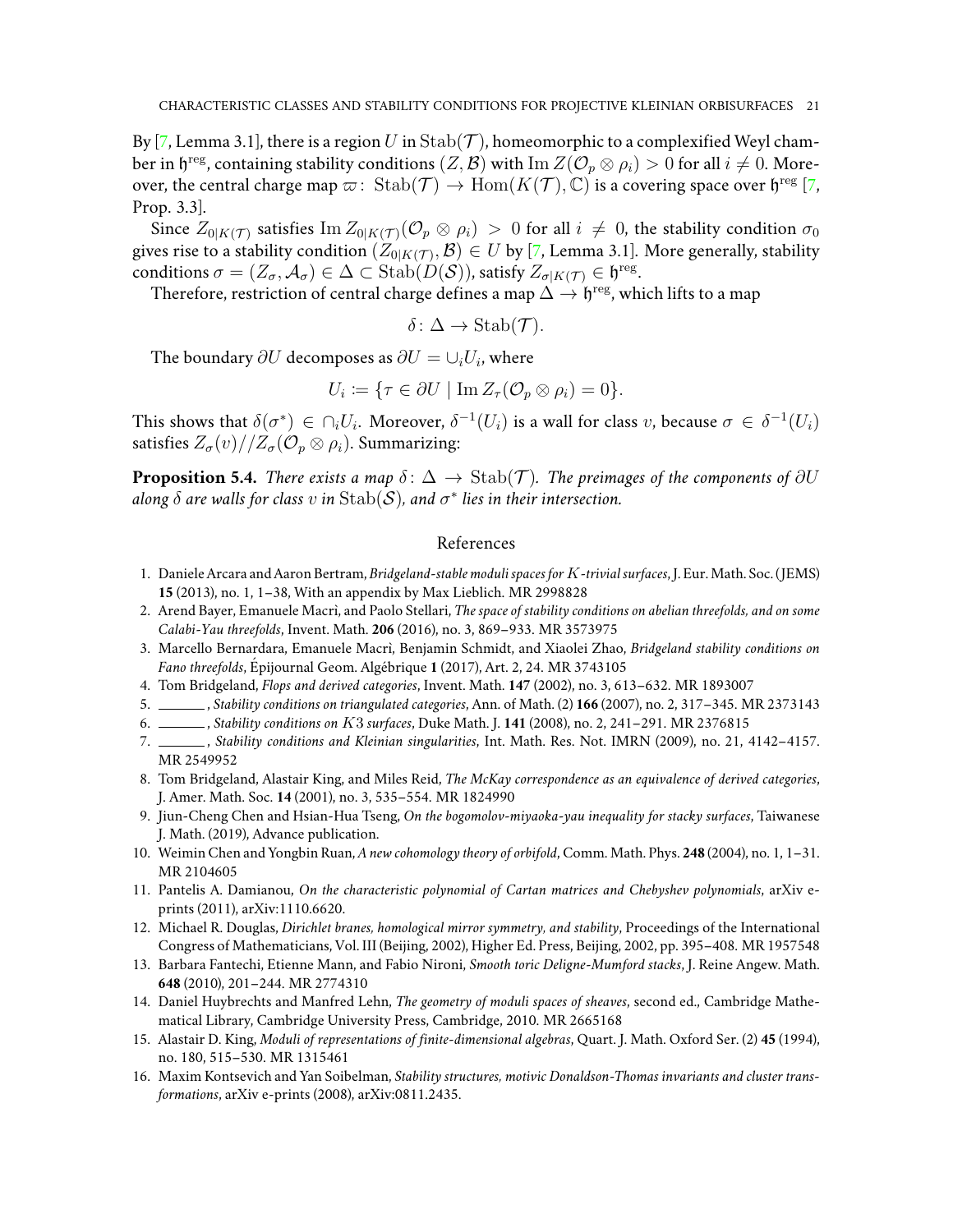By [7, Lemma 3.1], there is a region $U$ in $\mathrm{Stab}(\mathcal{T})$, homeomorphic to a complexified Weyl chamber in $\mathfrak{h}^{\mathrm{reg}}$, containing stability conditions $(Z, \mathcal{B})$ with $\mathrm{Im}\, Z(\mathcal{O}_p \otimes \rho_i) > 0$ for all $i \neq 0$. Moreover, the central charge map $\varpi\colon \mathrm{Stab}(\mathcal{T}) \to \mathrm{Hom}(K(\mathcal{T}), \mathbb{C})$ is a covering space over $\mathfrak{h}^{\mathrm{reg}}$ [7, Prop. 3.3].

Since $Z_{0|K(\mathcal{T})}$ satisfies $\mathrm{Im}\, Z_{0|K(\mathcal{T})}(\mathcal{O}_p \otimes \rho_i) > 0$ for all $i \neq 0$, the stability condition $\sigma_0$ gives rise to a stability condition $(Z_{0|K(\mathcal{T})}, \mathcal{B}) \in U$ by [7, Lemma 3.1]. More generally, stability conditions $\sigma = (Z_\sigma, \mathcal{A}_\sigma) \in \Delta \subset \mathrm{Stab}(D(\mathcal{S}))$, satisfy $Z_{\sigma|K(\mathcal{T})} \in \mathfrak{h}^{\mathrm{reg}}$.

Therefore, restriction of central charge defines a map $\Delta \to \mathfrak{h}^{\mathrm{reg}}$, which lifts to a map

$$\delta\colon \Delta \to \mathrm{Stab}(\mathcal{T}).$$

The boundary $\partial U$ decomposes as $\partial U = \cup_i U_i$, where

$$U_i := \{\tau \in \partial U \mid \mathrm{Im}\, Z_\tau(\mathcal{O}_p \otimes \rho_i) = 0\}.$$

This shows that $\delta(\sigma^*) \in \cap_i U_i$. Moreover, $\delta^{-1}(U_i)$ is a wall for class $v$, because $\sigma \in \delta^{-1}(U_i)$ satisfies $Z_\sigma(v)//Z_\sigma(\mathcal{O}_p \otimes \rho_i)$. Summarizing:

**Proposition 5.4.** *There exists a map $\delta\colon \Delta \to \mathrm{Stab}(\mathcal{T})$. The preimages of the components of $\partial U$ along $\delta$ are walls for class $v$ in $\mathrm{Stab}(\mathcal{S})$, and $\sigma^*$ lies in their intersection.*

## References

1. Daniele Arcara and Aaron Bertram, *Bridgeland-stable moduli spaces for $K$-trivial surfaces*, J. Eur. Math. Soc. (JEMS) **15** (2013), no. 1, 1–38, With an appendix by Max Lieblich. MR 2998828
2. Arend Bayer, Emanuele Macrì, and Paolo Stellari, *The space of stability conditions on abelian threefolds, and on some Calabi-Yau threefolds*, Invent. Math. **206** (2016), no. 3, 869–933. MR 3573975
3. Marcello Bernardara, Emanuele Macrì, Benjamin Schmidt, and Xiaolei Zhao, *Bridgeland stability conditions on Fano threefolds*, Épijournal Geom. Algébrique **1** (2017), Art. 2, 24. MR 3743105
4. Tom Bridgeland, *Flops and derived categories*, Invent. Math. **147** (2002), no. 3, 613–632. MR 1893007
5. ______, *Stability conditions on triangulated categories*, Ann. of Math. (2) **166** (2007), no. 2, 317–345. MR 2373143
6. ______, *Stability conditions on $K3$ surfaces*, Duke Math. J. **141** (2008), no. 2, 241–291. MR 2376815
7. ______, *Stability conditions and Kleinian singularities*, Int. Math. Res. Not. IMRN (2009), no. 21, 4142–4157. MR 2549952
8. Tom Bridgeland, Alastair King, and Miles Reid, *The McKay correspondence as an equivalence of derived categories*, J. Amer. Math. Soc. **14** (2001), no. 3, 535–554. MR 1824990
9. Jiun-Cheng Chen and Hsian-Hua Tseng, *On the bogomolov-miyaoka-yau inequality for stacky surfaces*, Taiwanese J. Math. (2019), Advance publication.
10. Weimin Chen and Yongbin Ruan, *A new cohomology theory of orbifold*, Comm. Math. Phys. **248** (2004), no. 1, 1–31. MR 2104605
11. Pantelis A. Damianou, *On the characteristic polynomial of Cartan matrices and Chebyshev polynomials*, arXiv e-prints (2011), arXiv:1110.6620.
12. Michael R. Douglas, *Dirichlet branes, homological mirror symmetry, and stability*, Proceedings of the International Congress of Mathematicians, Vol. III (Beijing, 2002), Higher Ed. Press, Beijing, 2002, pp. 395–408. MR 1957548
13. Barbara Fantechi, Etienne Mann, and Fabio Nironi, *Smooth toric Deligne-Mumford stacks*, J. Reine Angew. Math. **648** (2010), 201–244. MR 2774310
14. Daniel Huybrechts and Manfred Lehn, *The geometry of moduli spaces of sheaves*, second ed., Cambridge Mathematical Library, Cambridge University Press, Cambridge, 2010. MR 2665168
15. Alastair D. King, *Moduli of representations of finite-dimensional algebras*, Quart. J. Math. Oxford Ser. (2) **45** (1994), no. 180, 515–530. MR 1315461
16. Maxim Kontsevich and Yan Soibelman, *Stability structures, motivic Donaldson-Thomas invariants and cluster transformations*, arXiv e-prints (2008), arXiv:0811.2435.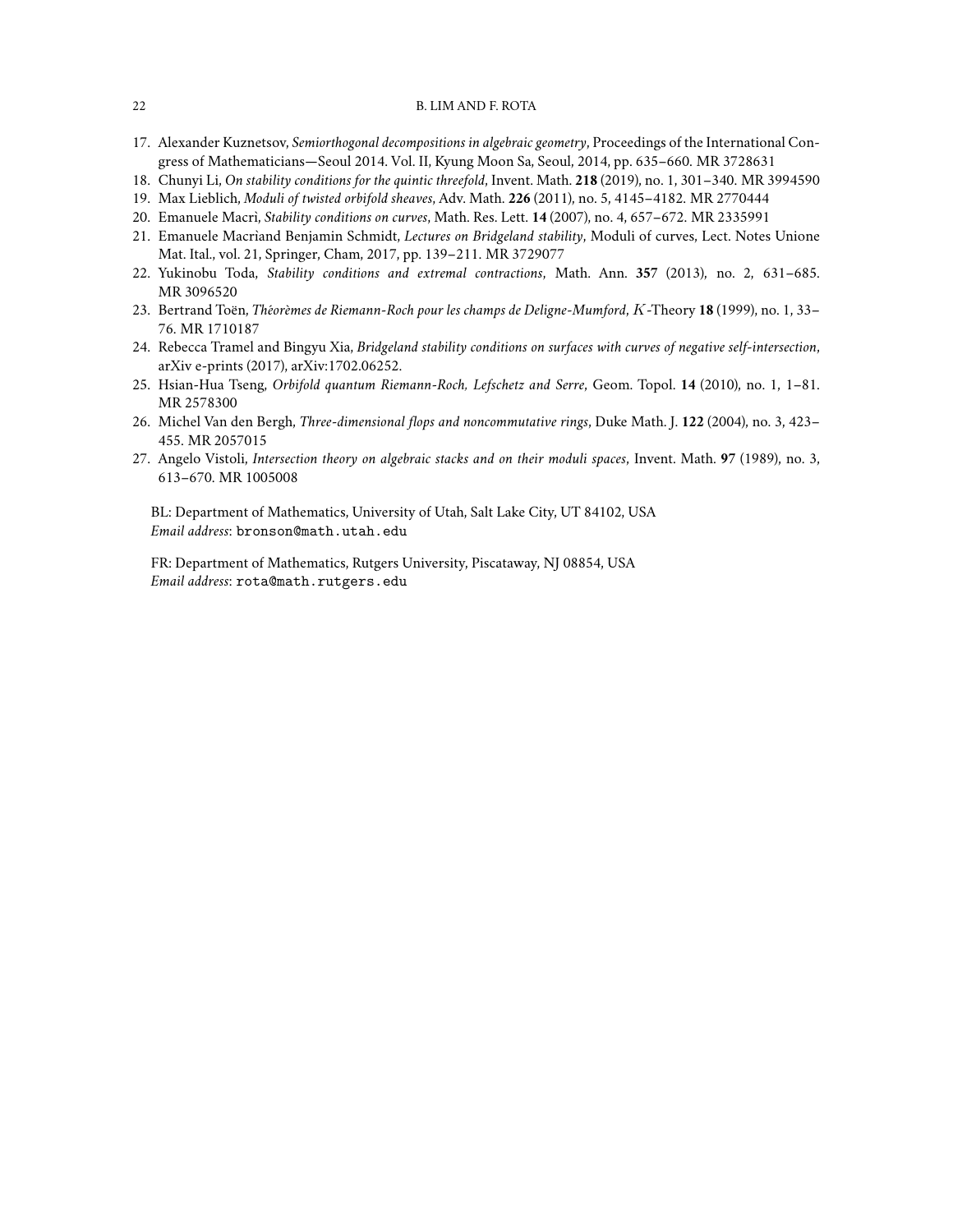17. Alexander Kuznetsov, *Semiorthogonal decompositions in algebraic geometry*, Proceedings of the International Congress of Mathematicians—Seoul 2014. Vol. II, Kyung Moon Sa, Seoul, 2014, pp. 635–660. MR 3728631
18. Chunyi Li, *On stability conditions for the quintic threefold*, Invent. Math. **218** (2019), no. 1, 301–340. MR 3994590
19. Max Lieblich, *Moduli of twisted orbifold sheaves*, Adv. Math. **226** (2011), no. 5, 4145–4182. MR 2770444
20. Emanuele Macrì, *Stability conditions on curves*, Math. Res. Lett. **14** (2007), no. 4, 657–672. MR 2335991
21. Emanuele Macrìand Benjamin Schmidt, *Lectures on Bridgeland stability*, Moduli of curves, Lect. Notes Unione Mat. Ital., vol. 21, Springer, Cham, 2017, pp. 139–211. MR 3729077
22. Yukinobu Toda, *Stability conditions and extremal contractions*, Math. Ann. **357** (2013), no. 2, 631–685. MR 3096520
23. Bertrand Toën, *Théorèmes de Riemann-Roch pour les champs de Deligne-Mumford*, $K$-Theory **18** (1999), no. 1, 33–76. MR 1710187
24. Rebecca Tramel and Bingyu Xia, *Bridgeland stability conditions on surfaces with curves of negative self-intersection*, arXiv e-prints (2017), arXiv:1702.06252.
25. Hsian-Hua Tseng, *Orbifold quantum Riemann-Roch, Lefschetz and Serre*, Geom. Topol. **14** (2010), no. 1, 1–81. MR 2578300
26. Michel Van den Bergh, *Three-dimensional flops and noncommutative rings*, Duke Math. J. **122** (2004), no. 3, 423–455. MR 2057015
27. Angelo Vistoli, *Intersection theory on algebraic stacks and on their moduli spaces*, Invent. Math. **97** (1989), no. 3, 613–670. MR 1005008

BL: Department of Mathematics, University of Utah, Salt Lake City, UT 84102, USA
*Email address*: `bronson@math.utah.edu`

FR: Department of Mathematics, Rutgers University, Piscataway, NJ 08854, USA
*Email address*: `rota@math.rutgers.edu`